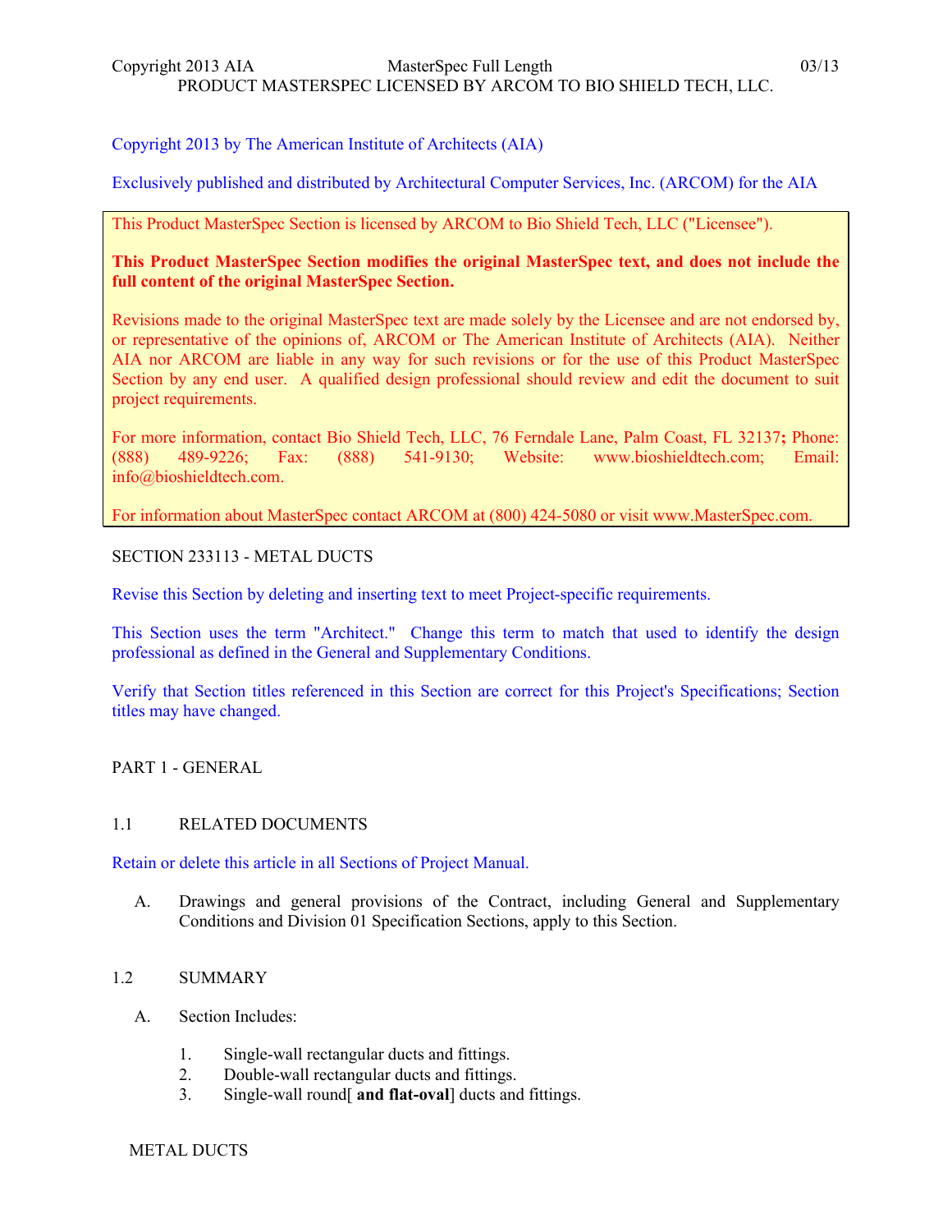Copyright 2013 by The American Institute of Architects (AIA)

Exclusively published and distributed by Architectural Computer Services, Inc. (ARCOM) for the AIA

This Product MasterSpec Section is licensed by ARCOM to Bio Shield Tech, LLC ("Licensee").

**This Product MasterSpec Section modifies the original MasterSpec text, and does not include the full content of the original MasterSpec Section.**

Revisions made to the original MasterSpec text are made solely by the Licensee and are not endorsed by, or representative of the opinions of, ARCOM or The American Institute of Architects (AIA). Neither AIA nor ARCOM are liable in any way for such revisions or for the use of this Product MasterSpec Section by any end user. A qualified design professional should review and edit the document to suit project requirements.

For more information, contact Bio Shield Tech, LLC, 76 Ferndale Lane, Palm Coast, FL 32137**;** Phone: (888) 489-9226; Fax: (888) 541-9130; Website: www.bioshieldtech.com; Email: info@bioshieldtech.com.

For information about MasterSpec contact ARCOM at (800) 424-5080 or visit www.MasterSpec.com.

# SECTION 233113 - METAL DUCTS

Revise this Section by deleting and inserting text to meet Project-specific requirements.

This Section uses the term "Architect." Change this term to match that used to identify the design professional as defined in the General and Supplementary Conditions.

Verify that Section titles referenced in this Section are correct for this Project's Specifications; Section titles may have changed.

## PART 1 - GENERAL

### 1.1 RELATED DOCUMENTS

Retain or delete this article in all Sections of Project Manual.

A. Drawings and general provisions of the Contract, including General and Supplementary Conditions and Division 01 Specification Sections, apply to this Section.

### 1.2 SUMMARY

A. Section Includes:

1. Single-wall rectangular ducts and fittings.
2. Double-wall rectangular ducts and fittings.
3. Single-wall round[ **and flat-oval**] ducts and fittings.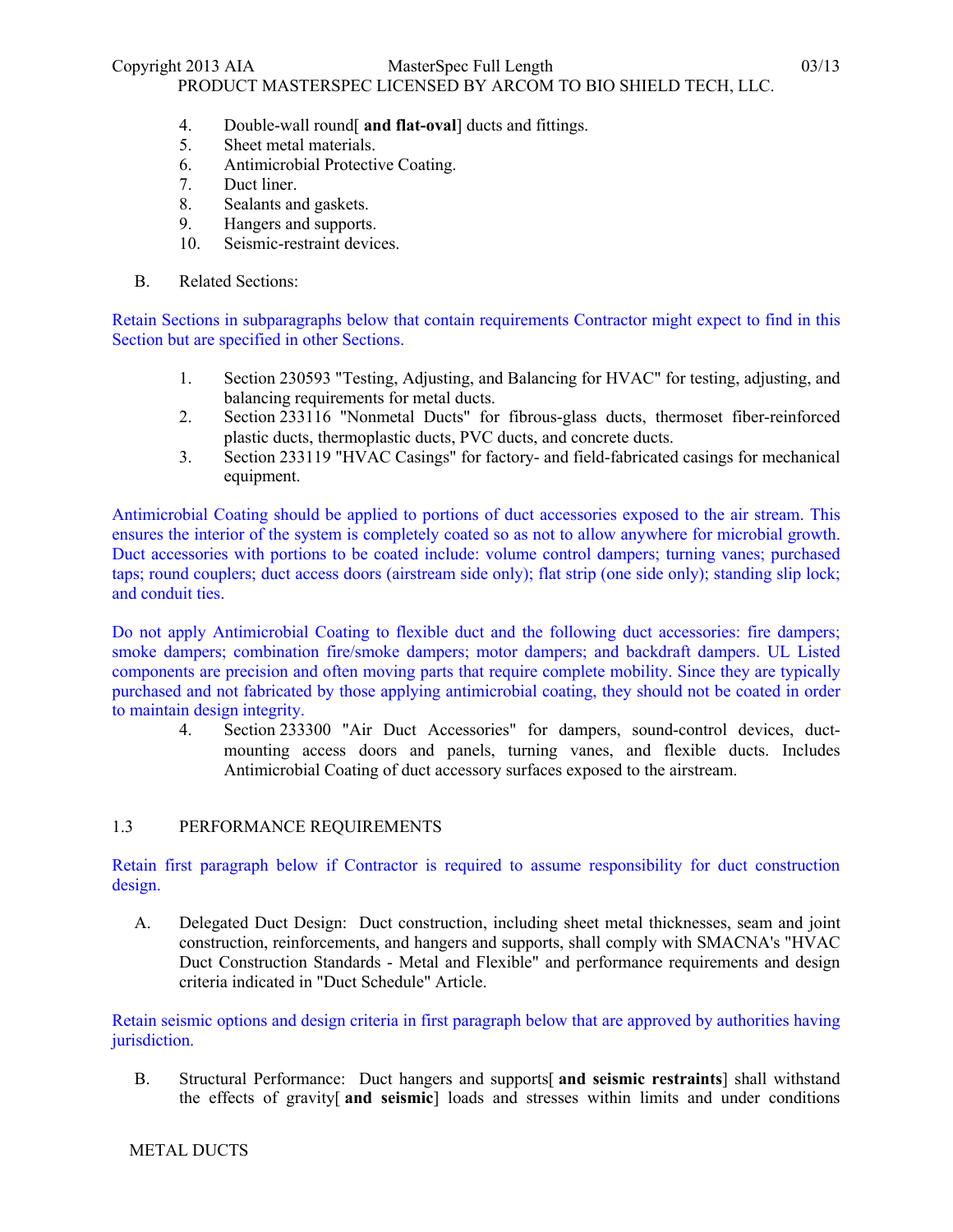4. Double-wall round[ **and flat-oval**] ducts and fittings.
5. Sheet metal materials.
6. Antimicrobial Protective Coating.
7. Duct liner.
8. Sealants and gaskets.
9. Hangers and supports.
10. Seismic-restraint devices.

B. Related Sections:

Retain Sections in subparagraphs below that contain requirements Contractor might expect to find in this Section but are specified in other Sections.

1. Section 230593 "Testing, Adjusting, and Balancing for HVAC" for testing, adjusting, and balancing requirements for metal ducts.
2. Section 233116 "Nonmetal Ducts" for fibrous-glass ducts, thermoset fiber-reinforced plastic ducts, thermoplastic ducts, PVC ducts, and concrete ducts.
3. Section 233119 "HVAC Casings" for factory- and field-fabricated casings for mechanical equipment.

Antimicrobial Coating should be applied to portions of duct accessories exposed to the air stream. This ensures the interior of the system is completely coated so as not to allow anywhere for microbial growth. Duct accessories with portions to be coated include: volume control dampers; turning vanes; purchased taps; round couplers; duct access doors (airstream side only); flat strip (one side only); standing slip lock; and conduit ties.

Do not apply Antimicrobial Coating to flexible duct and the following duct accessories: fire dampers; smoke dampers; combination fire/smoke dampers; motor dampers; and backdraft dampers. UL Listed components are precision and often moving parts that require complete mobility. Since they are typically purchased and not fabricated by those applying antimicrobial coating, they should not be coated in order to maintain design integrity.

4. Section 233300 "Air Duct Accessories" for dampers, sound-control devices, duct-mounting access doors and panels, turning vanes, and flexible ducts. Includes Antimicrobial Coating of duct accessory surfaces exposed to the airstream.

## 1.3 PERFORMANCE REQUIREMENTS

Retain first paragraph below if Contractor is required to assume responsibility for duct construction design.

A. Delegated Duct Design: Duct construction, including sheet metal thicknesses, seam and joint construction, reinforcements, and hangers and supports, shall comply with SMACNA's "HVAC Duct Construction Standards - Metal and Flexible" and performance requirements and design criteria indicated in "Duct Schedule" Article.

Retain seismic options and design criteria in first paragraph below that are approved by authorities having jurisdiction.

B. Structural Performance: Duct hangers and supports[ **and seismic restraints**] shall withstand the effects of gravity[ **and seismic**] loads and stresses within limits and under conditions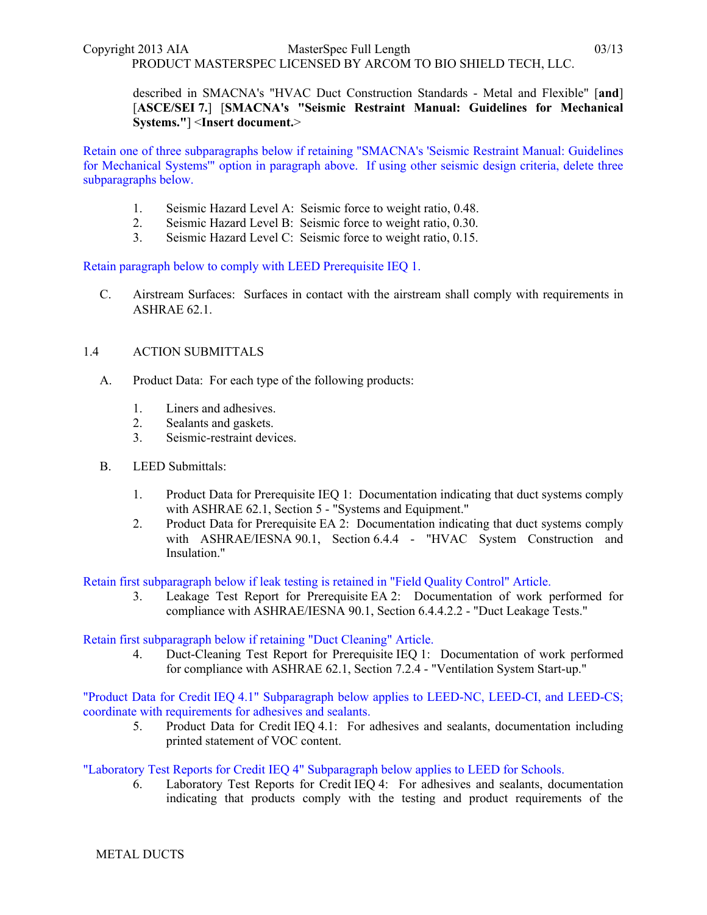described in SMACNA's "HVAC Duct Construction Standards - Metal and Flexible" [**and**] [**ASCE/SEI 7.**] [**SMACNA's "Seismic Restraint Manual: Guidelines for Mechanical Systems."**] <**Insert document.**>

Retain one of three subparagraphs below if retaining "SMACNA's 'Seismic Restraint Manual: Guidelines for Mechanical Systems'" option in paragraph above. If using other seismic design criteria, delete three subparagraphs below.

1. Seismic Hazard Level A: Seismic force to weight ratio, 0.48.
2. Seismic Hazard Level B: Seismic force to weight ratio, 0.30.
3. Seismic Hazard Level C: Seismic force to weight ratio, 0.15.

Retain paragraph below to comply with LEED Prerequisite IEQ 1.

C. Airstream Surfaces: Surfaces in contact with the airstream shall comply with requirements in ASHRAE 62.1.

## 1.4 ACTION SUBMITTALS

A. Product Data: For each type of the following products:

1. Liners and adhesives.
2. Sealants and gaskets.
3. Seismic-restraint devices.

B. LEED Submittals:

1. Product Data for Prerequisite IEQ 1: Documentation indicating that duct systems comply with ASHRAE 62.1, Section 5 - "Systems and Equipment."
2. Product Data for Prerequisite EA 2: Documentation indicating that duct systems comply with ASHRAE/IESNA 90.1, Section 6.4.4 - "HVAC System Construction and Insulation."

Retain first subparagraph below if leak testing is retained in "Field Quality Control" Article.

3. Leakage Test Report for Prerequisite EA 2: Documentation of work performed for compliance with ASHRAE/IESNA 90.1, Section 6.4.4.2.2 - "Duct Leakage Tests."

Retain first subparagraph below if retaining "Duct Cleaning" Article.

4. Duct-Cleaning Test Report for Prerequisite IEQ 1: Documentation of work performed for compliance with ASHRAE 62.1, Section 7.2.4 - "Ventilation System Start-up."

"Product Data for Credit IEQ 4.1" Subparagraph below applies to LEED-NC, LEED-CI, and LEED-CS; coordinate with requirements for adhesives and sealants.

5. Product Data for Credit IEQ 4.1: For adhesives and sealants, documentation including printed statement of VOC content.

"Laboratory Test Reports for Credit IEQ 4" Subparagraph below applies to LEED for Schools.

6. Laboratory Test Reports for Credit IEQ 4: For adhesives and sealants, documentation indicating that products comply with the testing and product requirements of the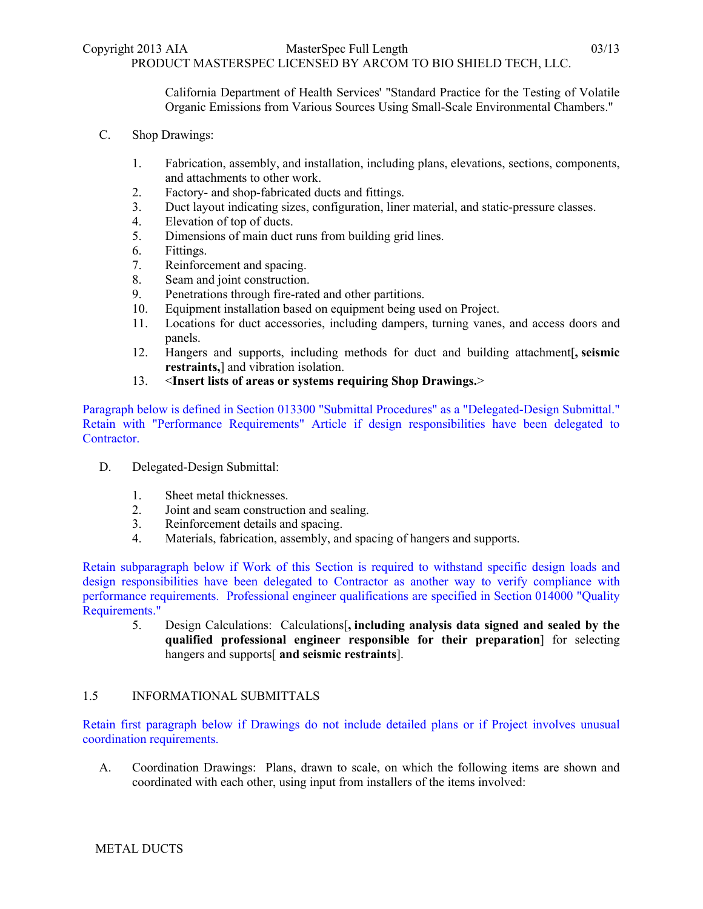California Department of Health Services' "Standard Practice for the Testing of Volatile Organic Emissions from Various Sources Using Small-Scale Environmental Chambers."

C. Shop Drawings:

1. Fabrication, assembly, and installation, including plans, elevations, sections, components, and attachments to other work.
2. Factory- and shop-fabricated ducts and fittings.
3. Duct layout indicating sizes, configuration, liner material, and static-pressure classes.
4. Elevation of top of ducts.
5. Dimensions of main duct runs from building grid lines.
6. Fittings.
7. Reinforcement and spacing.
8. Seam and joint construction.
9. Penetrations through fire-rated and other partitions.
10. Equipment installation based on equipment being used on Project.
11. Locations for duct accessories, including dampers, turning vanes, and access doors and panels.
12. Hangers and supports, including methods for duct and building attachment[**, seismic restraints,**] and vibration isolation.
13. <**Insert lists of areas or systems requiring Shop Drawings.**>

Paragraph below is defined in Section 013300 "Submittal Procedures" as a "Delegated-Design Submittal." Retain with "Performance Requirements" Article if design responsibilities have been delegated to Contractor.

D. Delegated-Design Submittal:

1. Sheet metal thicknesses.
2. Joint and seam construction and sealing.
3. Reinforcement details and spacing.
4. Materials, fabrication, assembly, and spacing of hangers and supports.

Retain subparagraph below if Work of this Section is required to withstand specific design loads and design responsibilities have been delegated to Contractor as another way to verify compliance with performance requirements. Professional engineer qualifications are specified in Section 014000 "Quality Requirements."

5. Design Calculations: Calculations[**, including analysis data signed and sealed by the qualified professional engineer responsible for their preparation**] for selecting hangers and supports[ **and seismic restraints**].

## 1.5 INFORMATIONAL SUBMITTALS

Retain first paragraph below if Drawings do not include detailed plans or if Project involves unusual coordination requirements.

A. Coordination Drawings: Plans, drawn to scale, on which the following items are shown and coordinated with each other, using input from installers of the items involved: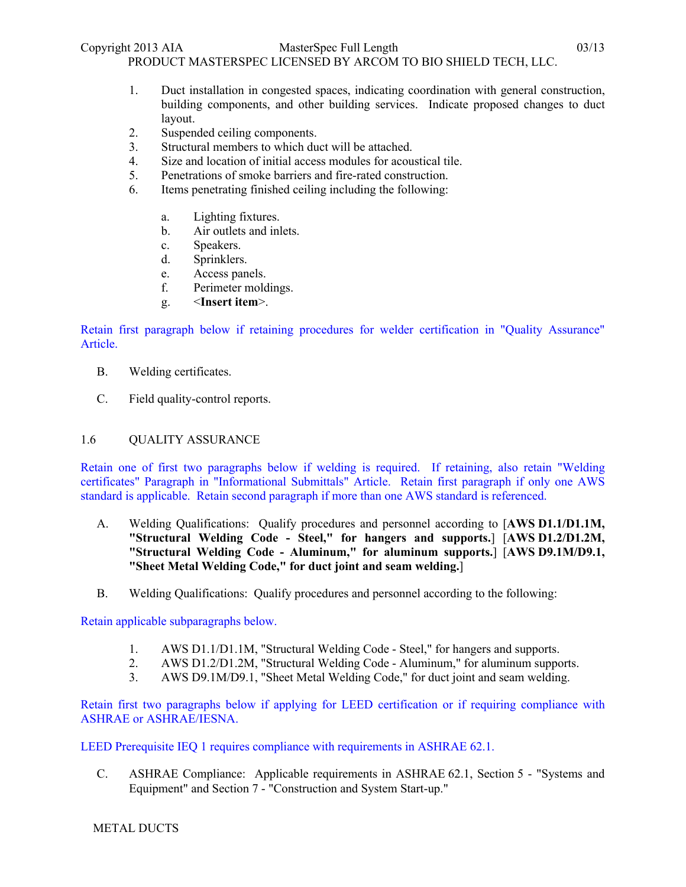1. Duct installation in congested spaces, indicating coordination with general construction, building components, and other building services. Indicate proposed changes to duct layout.
2. Suspended ceiling components.
3. Structural members to which duct will be attached.
4. Size and location of initial access modules for acoustical tile.
5. Penetrations of smoke barriers and fire-rated construction.
6. Items penetrating finished ceiling including the following:

   a. Lighting fixtures.
   b. Air outlets and inlets.
   c. Speakers.
   d. Sprinklers.
   e. Access panels.
   f. Perimeter moldings.
   g. <**Insert item**>.

Retain first paragraph below if retaining procedures for welder certification in "Quality Assurance" Article.

B. Welding certificates.

C. Field quality-control reports.

## 1.6 QUALITY ASSURANCE

Retain one of first two paragraphs below if welding is required. If retaining, also retain "Welding certificates" Paragraph in "Informational Submittals" Article. Retain first paragraph if only one AWS standard is applicable. Retain second paragraph if more than one AWS standard is referenced.

A. Welding Qualifications: Qualify procedures and personnel according to [**AWS D1.1/D1.1M, "Structural Welding Code - Steel," for hangers and supports.**] [**AWS D1.2/D1.2M, "Structural Welding Code - Aluminum," for aluminum supports.**] [**AWS D9.1M/D9.1, "Sheet Metal Welding Code," for duct joint and seam welding.**]

B. Welding Qualifications: Qualify procedures and personnel according to the following:

Retain applicable subparagraphs below.

1. AWS D1.1/D1.1M, "Structural Welding Code - Steel," for hangers and supports.
2. AWS D1.2/D1.2M, "Structural Welding Code - Aluminum," for aluminum supports.
3. AWS D9.1M/D9.1, "Sheet Metal Welding Code," for duct joint and seam welding.

Retain first two paragraphs below if applying for LEED certification or if requiring compliance with ASHRAE or ASHRAE/IESNA.

LEED Prerequisite IEQ 1 requires compliance with requirements in ASHRAE 62.1.

C. ASHRAE Compliance: Applicable requirements in ASHRAE 62.1, Section 5 - "Systems and Equipment" and Section 7 - "Construction and System Start-up."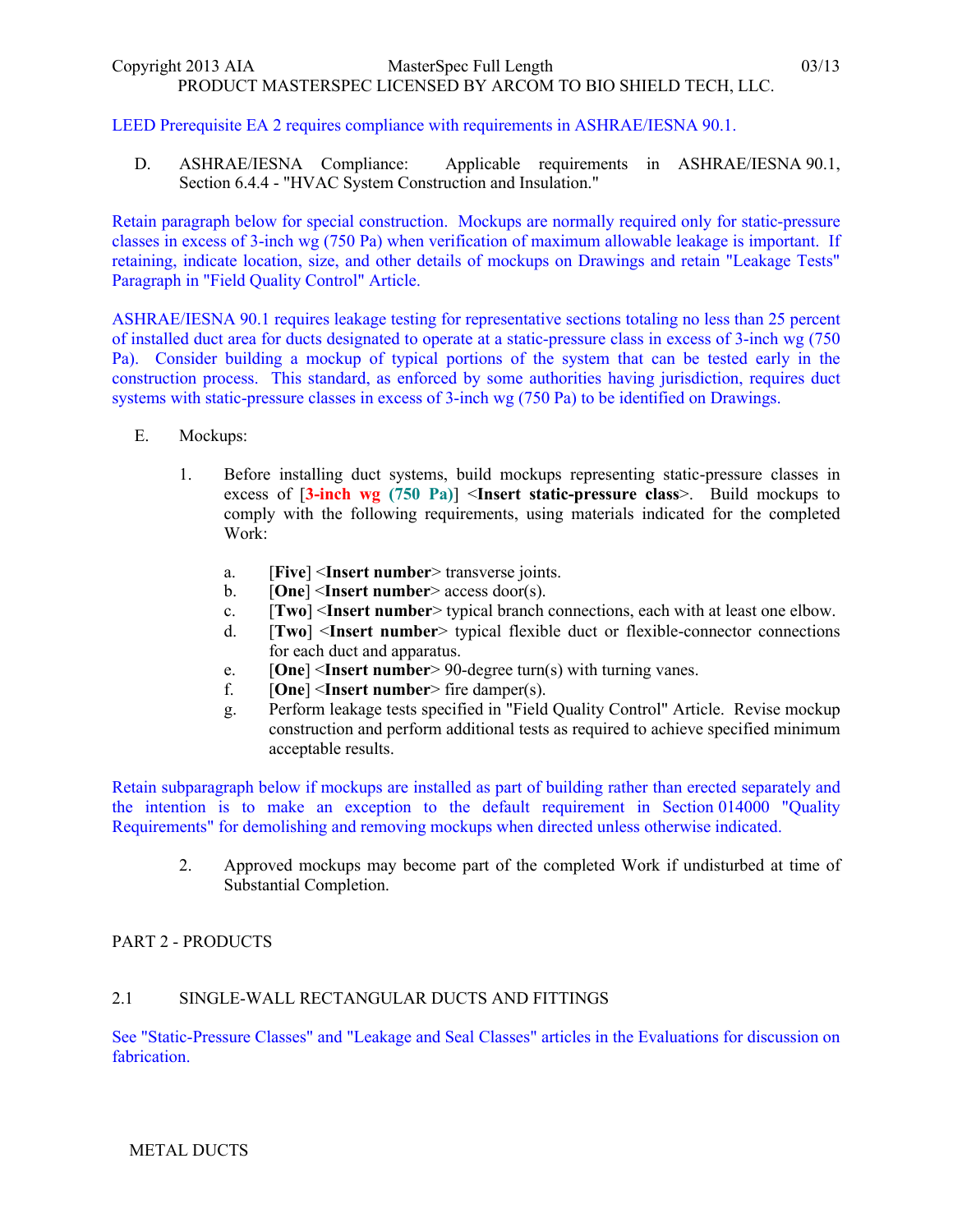LEED Prerequisite EA 2 requires compliance with requirements in ASHRAE/IESNA 90.1.

D. ASHRAE/IESNA Compliance: Applicable requirements in ASHRAE/IESNA 90.1, Section 6.4.4 - "HVAC System Construction and Insulation."

Retain paragraph below for special construction. Mockups are normally required only for static-pressure classes in excess of 3-inch wg (750 Pa) when verification of maximum allowable leakage is important. If retaining, indicate location, size, and other details of mockups on Drawings and retain "Leakage Tests" Paragraph in "Field Quality Control" Article.

ASHRAE/IESNA 90.1 requires leakage testing for representative sections totaling no less than 25 percent of installed duct area for ducts designated to operate at a static-pressure class in excess of 3-inch wg (750 Pa). Consider building a mockup of typical portions of the system that can be tested early in the construction process. This standard, as enforced by some authorities having jurisdiction, requires duct systems with static-pressure classes in excess of 3-inch wg (750 Pa) to be identified on Drawings.

E. Mockups:

1. Before installing duct systems, build mockups representing static-pressure classes in excess of [**3-inch wg (750 Pa)**] <**Insert static-pressure class**>. Build mockups to comply with the following requirements, using materials indicated for the completed Work:

   a. [**Five**] <**Insert number**> transverse joints.
   b. [**One**] <**Insert number**> access door(s).
   c. [**Two**] <**Insert number**> typical branch connections, each with at least one elbow.
   d. [**Two**] <**Insert number**> typical flexible duct or flexible-connector connections for each duct and apparatus.
   e. [**One**] <**Insert number**> 90-degree turn(s) with turning vanes.
   f. [**One**] <**Insert number**> fire damper(s).
   g. Perform leakage tests specified in "Field Quality Control" Article. Revise mockup construction and perform additional tests as required to achieve specified minimum acceptable results.

Retain subparagraph below if mockups are installed as part of building rather than erected separately and the intention is to make an exception to the default requirement in Section 014000 "Quality Requirements" for demolishing and removing mockups when directed unless otherwise indicated.

2. Approved mockups may become part of the completed Work if undisturbed at time of Substantial Completion.

# PART 2 - PRODUCTS

## 2.1 SINGLE-WALL RECTANGULAR DUCTS AND FITTINGS

See "Static-Pressure Classes" and "Leakage and Seal Classes" articles in the Evaluations for discussion on fabrication.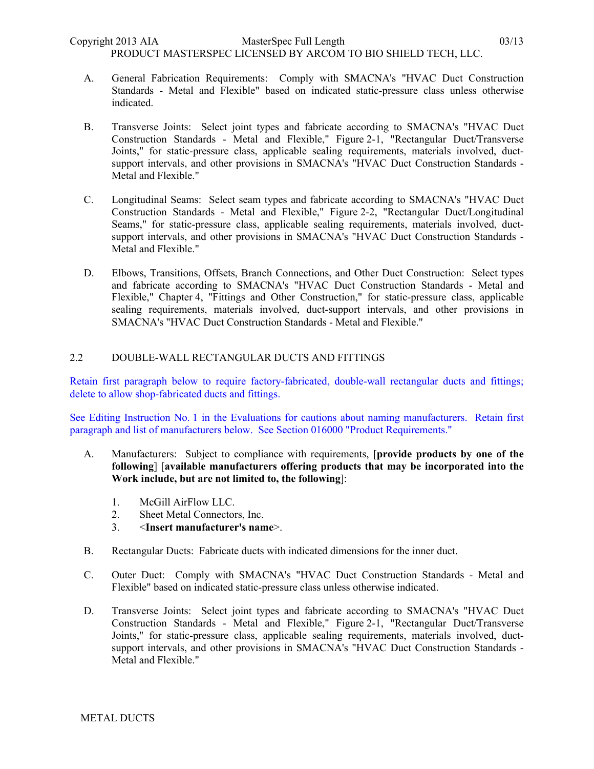A. General Fabrication Requirements: Comply with SMACNA's "HVAC Duct Construction Standards - Metal and Flexible" based on indicated static-pressure class unless otherwise indicated.

B. Transverse Joints: Select joint types and fabricate according to SMACNA's "HVAC Duct Construction Standards - Metal and Flexible," Figure 2-1, "Rectangular Duct/Transverse Joints," for static-pressure class, applicable sealing requirements, materials involved, duct-support intervals, and other provisions in SMACNA's "HVAC Duct Construction Standards - Metal and Flexible."

C. Longitudinal Seams: Select seam types and fabricate according to SMACNA's "HVAC Duct Construction Standards - Metal and Flexible," Figure 2-2, "Rectangular Duct/Longitudinal Seams," for static-pressure class, applicable sealing requirements, materials involved, duct-support intervals, and other provisions in SMACNA's "HVAC Duct Construction Standards - Metal and Flexible."

D. Elbows, Transitions, Offsets, Branch Connections, and Other Duct Construction: Select types and fabricate according to SMACNA's "HVAC Duct Construction Standards - Metal and Flexible," Chapter 4, "Fittings and Other Construction," for static-pressure class, applicable sealing requirements, materials involved, duct-support intervals, and other provisions in SMACNA's "HVAC Duct Construction Standards - Metal and Flexible."

## 2.2 DOUBLE-WALL RECTANGULAR DUCTS AND FITTINGS

Retain first paragraph below to require factory-fabricated, double-wall rectangular ducts and fittings; delete to allow shop-fabricated ducts and fittings.

See Editing Instruction No. 1 in the Evaluations for cautions about naming manufacturers. Retain first paragraph and list of manufacturers below. See Section 016000 "Product Requirements."

A. Manufacturers: Subject to compliance with requirements, [**provide products by one of the following**] [**available manufacturers offering products that may be incorporated into the Work include, but are not limited to, the following**]:

1. McGill AirFlow LLC.
2. Sheet Metal Connectors, Inc.
3. <**Insert manufacturer's name**>.

B. Rectangular Ducts: Fabricate ducts with indicated dimensions for the inner duct.

C. Outer Duct: Comply with SMACNA's "HVAC Duct Construction Standards - Metal and Flexible" based on indicated static-pressure class unless otherwise indicated.

D. Transverse Joints: Select joint types and fabricate according to SMACNA's "HVAC Duct Construction Standards - Metal and Flexible," Figure 2-1, "Rectangular Duct/Transverse Joints," for static-pressure class, applicable sealing requirements, materials involved, duct-support intervals, and other provisions in SMACNA's "HVAC Duct Construction Standards - Metal and Flexible."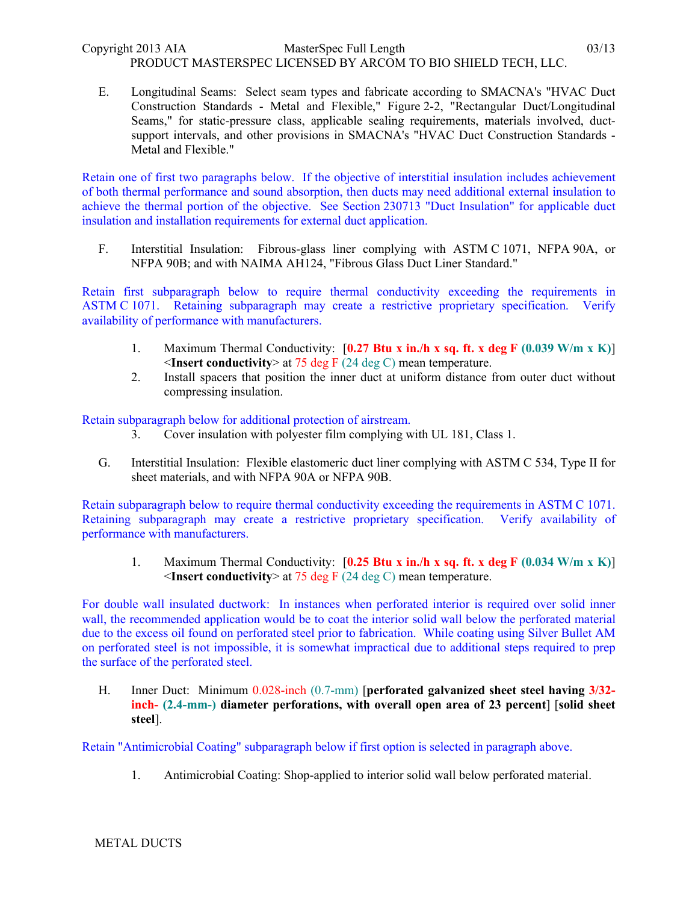E. Longitudinal Seams: Select seam types and fabricate according to SMACNA's "HVAC Duct Construction Standards - Metal and Flexible," Figure 2-2, "Rectangular Duct/Longitudinal Seams," for static-pressure class, applicable sealing requirements, materials involved, duct-support intervals, and other provisions in SMACNA's "HVAC Duct Construction Standards - Metal and Flexible."

Retain one of first two paragraphs below. If the objective of interstitial insulation includes achievement of both thermal performance and sound absorption, then ducts may need additional external insulation to achieve the thermal portion of the objective. See Section 230713 "Duct Insulation" for applicable duct insulation and installation requirements for external duct application.

F. Interstitial Insulation: Fibrous-glass liner complying with ASTM C 1071, NFPA 90A, or NFPA 90B; and with NAIMA AH124, "Fibrous Glass Duct Liner Standard."

Retain first subparagraph below to require thermal conductivity exceeding the requirements in ASTM C 1071. Retaining subparagraph may create a restrictive proprietary specification. Verify availability of performance with manufacturers.

1. Maximum Thermal Conductivity: [**0.27 Btu x in./h x sq. ft. x deg F (0.039 W/m x K)**] <**Insert conductivity**> at 75 deg F (24 deg C) mean temperature.
2. Install spacers that position the inner duct at uniform distance from outer duct without compressing insulation.

Retain subparagraph below for additional protection of airstream.

3. Cover insulation with polyester film complying with UL 181, Class 1.

G. Interstitial Insulation: Flexible elastomeric duct liner complying with ASTM C 534, Type II for sheet materials, and with NFPA 90A or NFPA 90B.

Retain subparagraph below to require thermal conductivity exceeding the requirements in ASTM C 1071. Retaining subparagraph may create a restrictive proprietary specification. Verify availability of performance with manufacturers.

1. Maximum Thermal Conductivity: [**0.25 Btu x in./h x sq. ft. x deg F (0.034 W/m x K)**] <**Insert conductivity**> at 75 deg F (24 deg C) mean temperature.

For double wall insulated ductwork: In instances when perforated interior is required over solid inner wall, the recommended application would be to coat the interior solid wall below the perforated material due to the excess oil found on perforated steel prior to fabrication. While coating using Silver Bullet AM on perforated steel is not impossible, it is somewhat impractical due to additional steps required to prep the surface of the perforated steel.

H. Inner Duct: Minimum 0.028-inch (0.7-mm) [**perforated galvanized sheet steel having 3/32-inch- (2.4-mm-) diameter perforations, with overall open area of 23 percent**] [**solid sheet steel**].

Retain "Antimicrobial Coating" subparagraph below if first option is selected in paragraph above.

1. Antimicrobial Coating: Shop-applied to interior solid wall below perforated material.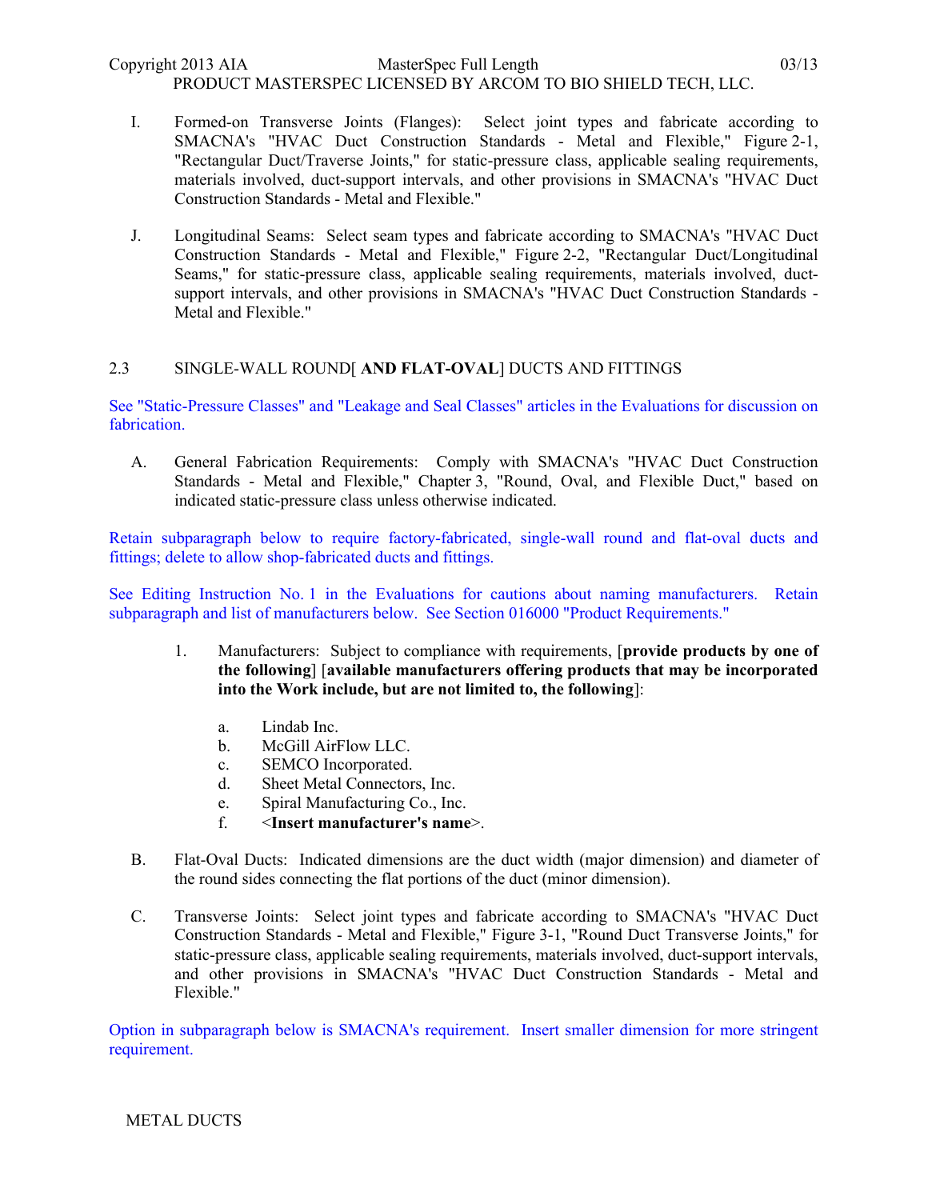I. Formed-on Transverse Joints (Flanges): Select joint types and fabricate according to SMACNA's "HVAC Duct Construction Standards - Metal and Flexible," Figure 2-1, "Rectangular Duct/Traverse Joints," for static-pressure class, applicable sealing requirements, materials involved, duct-support intervals, and other provisions in SMACNA's "HVAC Duct Construction Standards - Metal and Flexible."

J. Longitudinal Seams: Select seam types and fabricate according to SMACNA's "HVAC Duct Construction Standards - Metal and Flexible," Figure 2-2, "Rectangular Duct/Longitudinal Seams," for static-pressure class, applicable sealing requirements, materials involved, duct-support intervals, and other provisions in SMACNA's "HVAC Duct Construction Standards - Metal and Flexible."

## 2.3 SINGLE-WALL ROUND[ **AND FLAT-OVAL**] DUCTS AND FITTINGS

See "Static-Pressure Classes" and "Leakage and Seal Classes" articles in the Evaluations for discussion on fabrication.

A. General Fabrication Requirements: Comply with SMACNA's "HVAC Duct Construction Standards - Metal and Flexible," Chapter 3, "Round, Oval, and Flexible Duct," based on indicated static-pressure class unless otherwise indicated.

Retain subparagraph below to require factory-fabricated, single-wall round and flat-oval ducts and fittings; delete to allow shop-fabricated ducts and fittings.

See Editing Instruction No. 1 in the Evaluations for cautions about naming manufacturers. Retain subparagraph and list of manufacturers below. See Section 016000 "Product Requirements."

1. Manufacturers: Subject to compliance with requirements, [**provide products by one of the following**] [**available manufacturers offering products that may be incorporated into the Work include, but are not limited to, the following**]:

    a. Lindab Inc.
    b. McGill AirFlow LLC.
    c. SEMCO Incorporated.
    d. Sheet Metal Connectors, Inc.
    e. Spiral Manufacturing Co., Inc.
    f. <**Insert manufacturer's name**>.

B. Flat-Oval Ducts: Indicated dimensions are the duct width (major dimension) and diameter of the round sides connecting the flat portions of the duct (minor dimension).

C. Transverse Joints: Select joint types and fabricate according to SMACNA's "HVAC Duct Construction Standards - Metal and Flexible," Figure 3-1, "Round Duct Transverse Joints," for static-pressure class, applicable sealing requirements, materials involved, duct-support intervals, and other provisions in SMACNA's "HVAC Duct Construction Standards - Metal and Flexible."

Option in subparagraph below is SMACNA's requirement. Insert smaller dimension for more stringent requirement.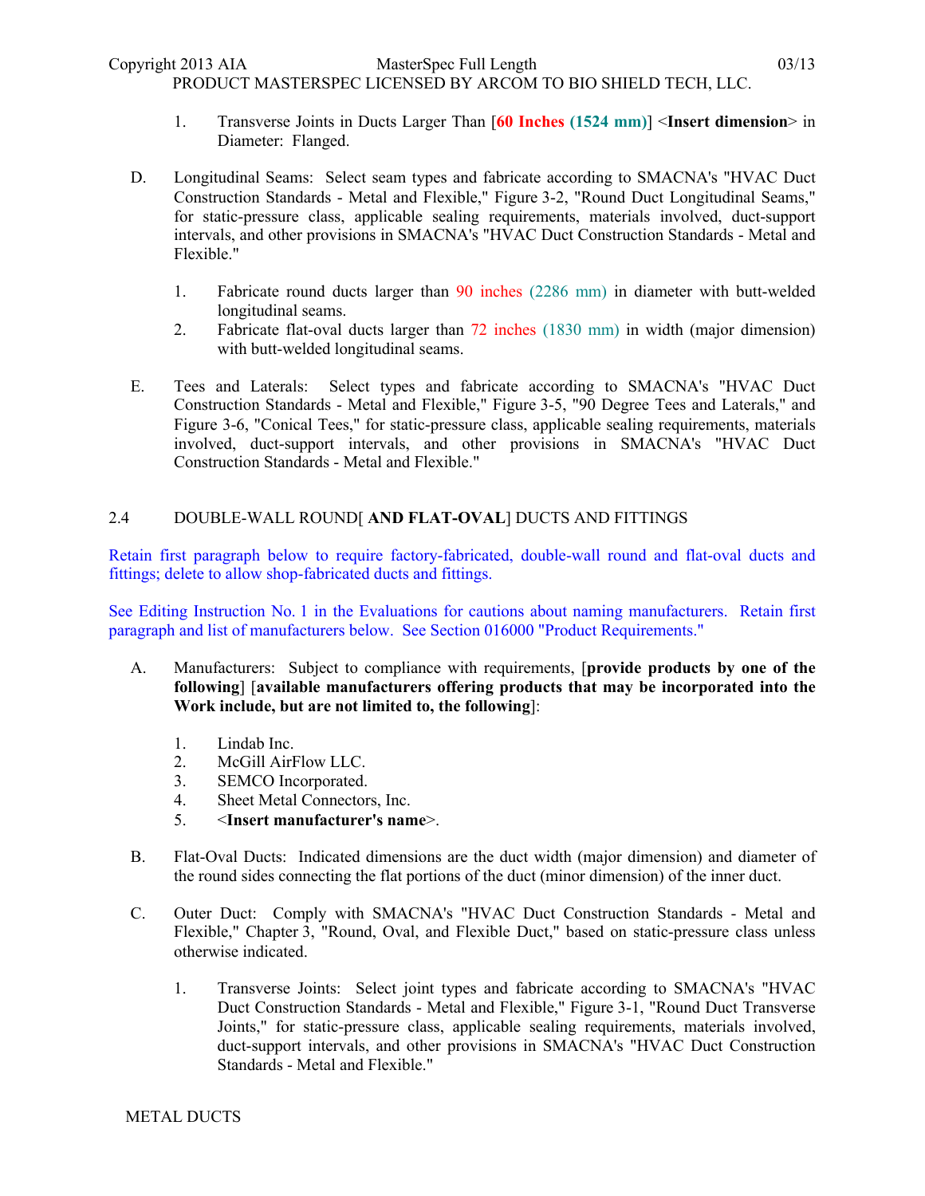1. Transverse Joints in Ducts Larger Than [**60 Inches (1524 mm)**] <**Insert dimension**> in Diameter: Flanged.

D. Longitudinal Seams: Select seam types and fabricate according to SMACNA's "HVAC Duct Construction Standards - Metal and Flexible," Figure 3-2, "Round Duct Longitudinal Seams," for static-pressure class, applicable sealing requirements, materials involved, duct-support intervals, and other provisions in SMACNA's "HVAC Duct Construction Standards - Metal and Flexible."

1. Fabricate round ducts larger than 90 inches (2286 mm) in diameter with butt-welded longitudinal seams.
2. Fabricate flat-oval ducts larger than 72 inches (1830 mm) in width (major dimension) with butt-welded longitudinal seams.

E. Tees and Laterals: Select types and fabricate according to SMACNA's "HVAC Duct Construction Standards - Metal and Flexible," Figure 3-5, "90 Degree Tees and Laterals," and Figure 3-6, "Conical Tees," for static-pressure class, applicable sealing requirements, materials involved, duct-support intervals, and other provisions in SMACNA's "HVAC Duct Construction Standards - Metal and Flexible."

## 2.4 DOUBLE-WALL ROUND[ **AND FLAT-OVAL**] DUCTS AND FITTINGS

Retain first paragraph below to require factory-fabricated, double-wall round and flat-oval ducts and fittings; delete to allow shop-fabricated ducts and fittings.

See Editing Instruction No. 1 in the Evaluations for cautions about naming manufacturers. Retain first paragraph and list of manufacturers below. See Section 016000 "Product Requirements."

A. Manufacturers: Subject to compliance with requirements, [**provide products by one of the following**] [**available manufacturers offering products that may be incorporated into the Work include, but are not limited to, the following**]:

1. Lindab Inc.
2. McGill AirFlow LLC.
3. SEMCO Incorporated.
4. Sheet Metal Connectors, Inc.
5. <**Insert manufacturer's name**>.

B. Flat-Oval Ducts: Indicated dimensions are the duct width (major dimension) and diameter of the round sides connecting the flat portions of the duct (minor dimension) of the inner duct.

C. Outer Duct: Comply with SMACNA's "HVAC Duct Construction Standards - Metal and Flexible," Chapter 3, "Round, Oval, and Flexible Duct," based on static-pressure class unless otherwise indicated.

1. Transverse Joints: Select joint types and fabricate according to SMACNA's "HVAC Duct Construction Standards - Metal and Flexible," Figure 3-1, "Round Duct Transverse Joints," for static-pressure class, applicable sealing requirements, materials involved, duct-support intervals, and other provisions in SMACNA's "HVAC Duct Construction Standards - Metal and Flexible."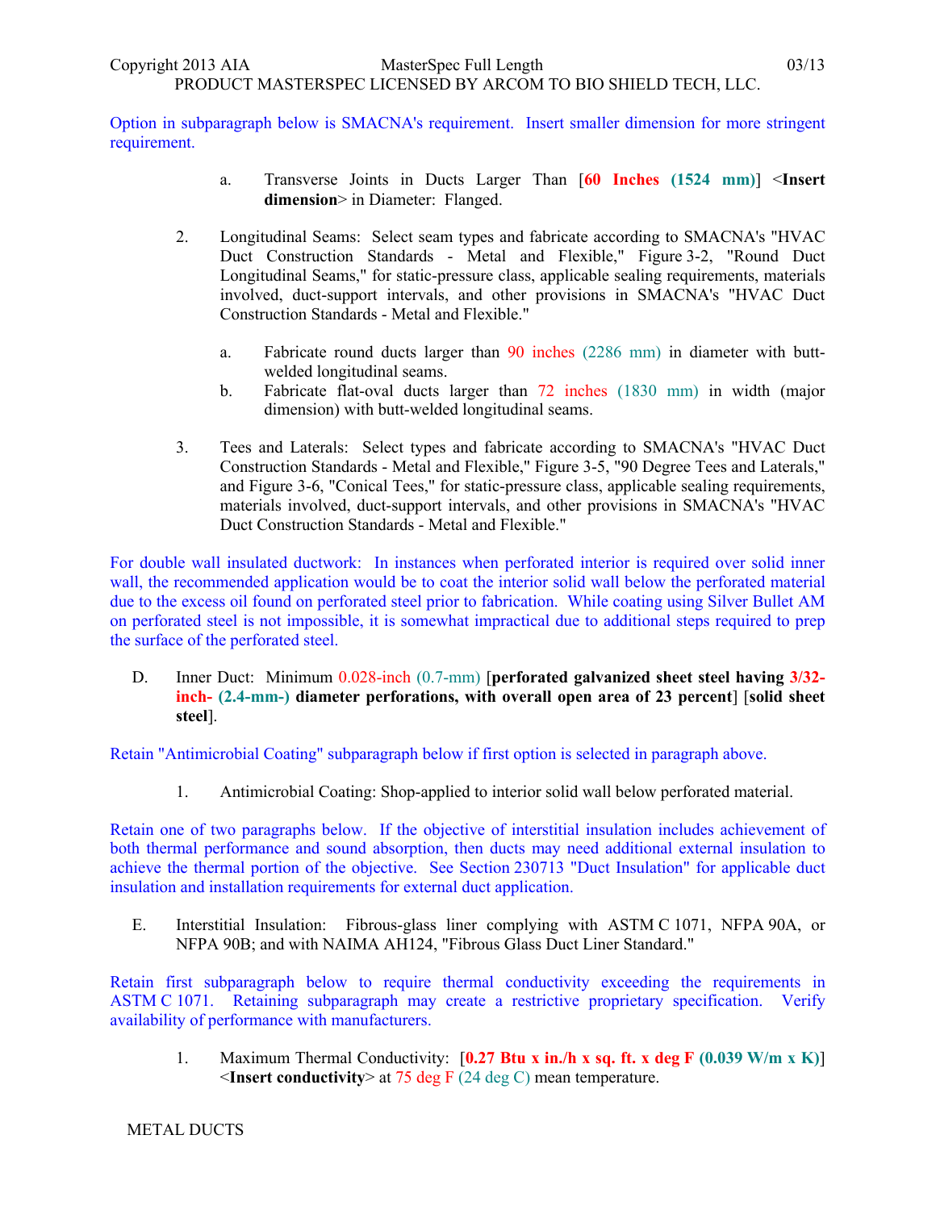Option in subparagraph below is SMACNA's requirement. Insert smaller dimension for more stringent requirement.

a. Transverse Joints in Ducts Larger Than [**60 Inches (1524 mm)**] <**Insert dimension**> in Diameter: Flanged.

2. Longitudinal Seams: Select seam types and fabricate according to SMACNA's "HVAC Duct Construction Standards - Metal and Flexible," Figure 3-2, "Round Duct Longitudinal Seams," for static-pressure class, applicable sealing requirements, materials involved, duct-support intervals, and other provisions in SMACNA's "HVAC Duct Construction Standards - Metal and Flexible."

   a. Fabricate round ducts larger than 90 inches (2286 mm) in diameter with butt-welded longitudinal seams.
   b. Fabricate flat-oval ducts larger than 72 inches (1830 mm) in width (major dimension) with butt-welded longitudinal seams.

3. Tees and Laterals: Select types and fabricate according to SMACNA's "HVAC Duct Construction Standards - Metal and Flexible," Figure 3-5, "90 Degree Tees and Laterals," and Figure 3-6, "Conical Tees," for static-pressure class, applicable sealing requirements, materials involved, duct-support intervals, and other provisions in SMACNA's "HVAC Duct Construction Standards - Metal and Flexible."

For double wall insulated ductwork: In instances when perforated interior is required over solid inner wall, the recommended application would be to coat the interior solid wall below the perforated material due to the excess oil found on perforated steel prior to fabrication. While coating using Silver Bullet AM on perforated steel is not impossible, it is somewhat impractical due to additional steps required to prep the surface of the perforated steel.

D. Inner Duct: Minimum 0.028-inch (0.7-mm) [**perforated galvanized sheet steel having 3/32-inch- (2.4-mm-) diameter perforations, with overall open area of 23 percent**] [**solid sheet steel**].

Retain "Antimicrobial Coating" subparagraph below if first option is selected in paragraph above.

1. Antimicrobial Coating: Shop-applied to interior solid wall below perforated material.

Retain one of two paragraphs below. If the objective of interstitial insulation includes achievement of both thermal performance and sound absorption, then ducts may need additional external insulation to achieve the thermal portion of the objective. See Section 230713 "Duct Insulation" for applicable duct insulation and installation requirements for external duct application.

E. Interstitial Insulation: Fibrous-glass liner complying with ASTM C 1071, NFPA 90A, or NFPA 90B; and with NAIMA AH124, "Fibrous Glass Duct Liner Standard."

Retain first subparagraph below to require thermal conductivity exceeding the requirements in ASTM C 1071. Retaining subparagraph may create a restrictive proprietary specification. Verify availability of performance with manufacturers.

1. Maximum Thermal Conductivity: [**0.27 Btu x in./h x sq. ft. x deg F (0.039 W/m x K)**] <**Insert conductivity**> at 75 deg F (24 deg C) mean temperature.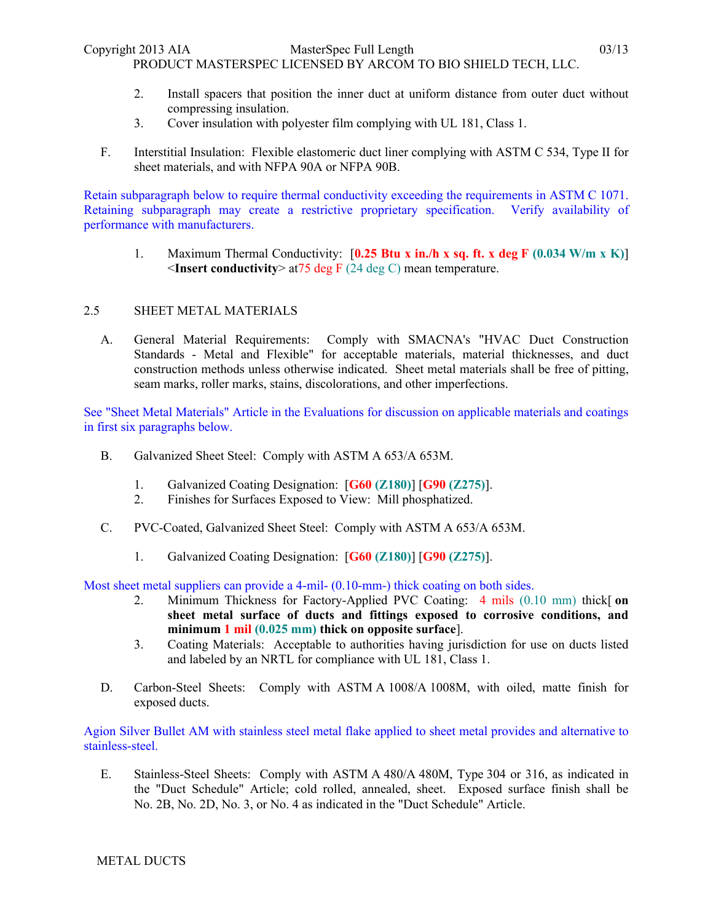2. Install spacers that position the inner duct at uniform distance from outer duct without compressing insulation.
3. Cover insulation with polyester film complying with UL 181, Class 1.

F. Interstitial Insulation: Flexible elastomeric duct liner complying with ASTM C 534, Type II for sheet materials, and with NFPA 90A or NFPA 90B.

Retain subparagraph below to require thermal conductivity exceeding the requirements in ASTM C 1071. Retaining subparagraph may create a restrictive proprietary specification. Verify availability of performance with manufacturers.

1. Maximum Thermal Conductivity: [**0.25 Btu x in./h x sq. ft. x deg F (0.034 W/m x K)**] <**Insert conductivity**> at75 deg F (24 deg C) mean temperature.

## 2.5 SHEET METAL MATERIALS

A. General Material Requirements: Comply with SMACNA's "HVAC Duct Construction Standards - Metal and Flexible" for acceptable materials, material thicknesses, and duct construction methods unless otherwise indicated. Sheet metal materials shall be free of pitting, seam marks, roller marks, stains, discolorations, and other imperfections.

See "Sheet Metal Materials" Article in the Evaluations for discussion on applicable materials and coatings in first six paragraphs below.

B. Galvanized Sheet Steel: Comply with ASTM A 653/A 653M.

1. Galvanized Coating Designation: [**G60 (Z180)**] [**G90 (Z275)**].
2. Finishes for Surfaces Exposed to View: Mill phosphatized.

C. PVC-Coated, Galvanized Sheet Steel: Comply with ASTM A 653/A 653M.

1. Galvanized Coating Designation: [**G60 (Z180)**] [**G90 (Z275)**].

Most sheet metal suppliers can provide a 4-mil- (0.10-mm-) thick coating on both sides.

2. Minimum Thickness for Factory-Applied PVC Coating: 4 mils (0.10 mm) thick[ **on sheet metal surface of ducts and fittings exposed to corrosive conditions, and minimum 1 mil (0.025 mm) thick on opposite surface**].
3. Coating Materials: Acceptable to authorities having jurisdiction for use on ducts listed and labeled by an NRTL for compliance with UL 181, Class 1.

D. Carbon-Steel Sheets: Comply with ASTM A 1008/A 1008M, with oiled, matte finish for exposed ducts.

Agion Silver Bullet AM with stainless steel metal flake applied to sheet metal provides and alternative to stainless-steel.

E. Stainless-Steel Sheets: Comply with ASTM A 480/A 480M, Type 304 or 316, as indicated in the "Duct Schedule" Article; cold rolled, annealed, sheet. Exposed surface finish shall be No. 2B, No. 2D, No. 3, or No. 4 as indicated in the "Duct Schedule" Article.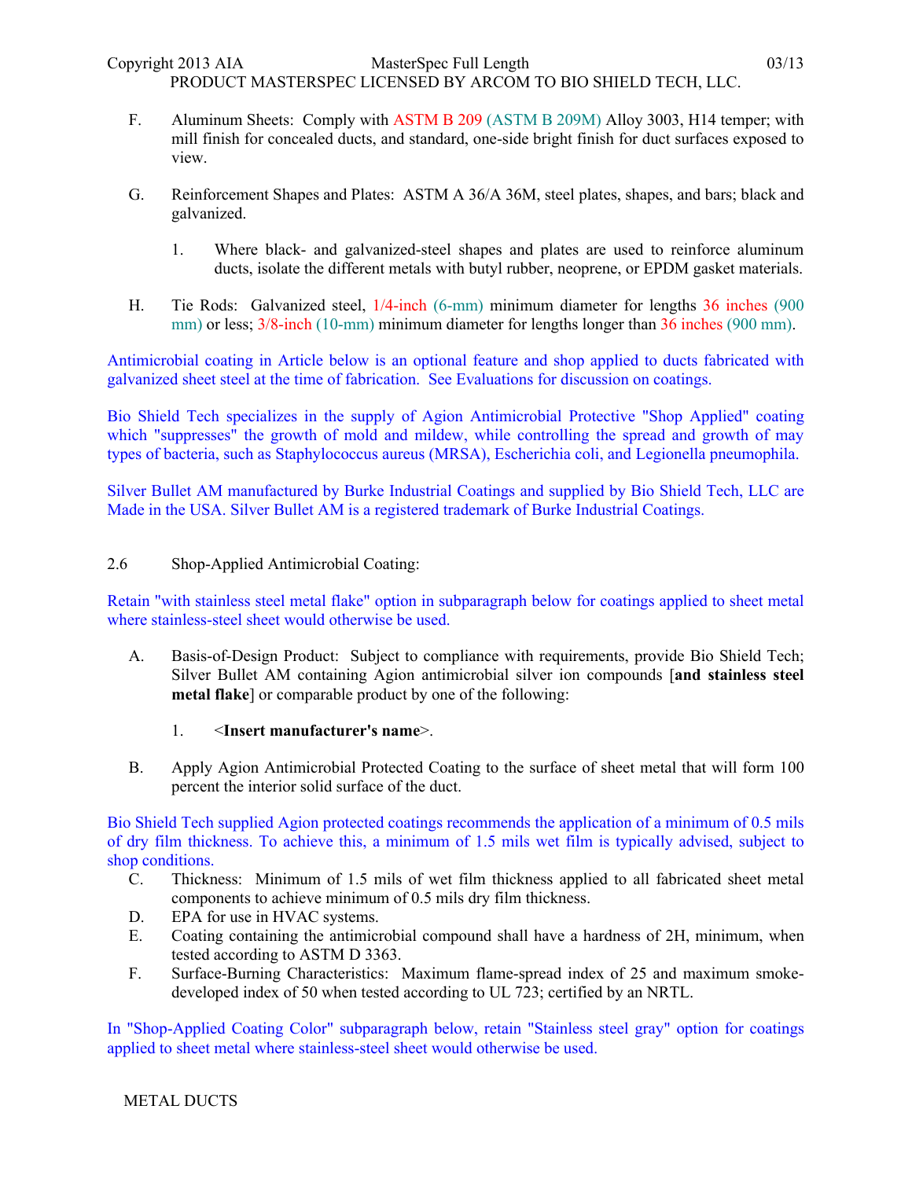F. Aluminum Sheets: Comply with ASTM B 209 (ASTM B 209M) Alloy 3003, H14 temper; with mill finish for concealed ducts, and standard, one-side bright finish for duct surfaces exposed to view.

G. Reinforcement Shapes and Plates: ASTM A 36/A 36M, steel plates, shapes, and bars; black and galvanized.

1. Where black- and galvanized-steel shapes and plates are used to reinforce aluminum ducts, isolate the different metals with butyl rubber, neoprene, or EPDM gasket materials.

H. Tie Rods: Galvanized steel, 1/4-inch (6-mm) minimum diameter for lengths 36 inches (900 mm) or less; 3/8-inch (10-mm) minimum diameter for lengths longer than 36 inches (900 mm).

Antimicrobial coating in Article below is an optional feature and shop applied to ducts fabricated with galvanized sheet steel at the time of fabrication. See Evaluations for discussion on coatings.

Bio Shield Tech specializes in the supply of Agion Antimicrobial Protective "Shop Applied" coating which "suppresses" the growth of mold and mildew, while controlling the spread and growth of may types of bacteria, such as Staphylococcus aureus (MRSA), Escherichia coli, and Legionella pneumophila.

Silver Bullet AM manufactured by Burke Industrial Coatings and supplied by Bio Shield Tech, LLC are Made in the USA. Silver Bullet AM is a registered trademark of Burke Industrial Coatings.

## 2.6 Shop-Applied Antimicrobial Coating:

Retain "with stainless steel metal flake" option in subparagraph below for coatings applied to sheet metal where stainless-steel sheet would otherwise be used.

A. Basis-of-Design Product: Subject to compliance with requirements, provide Bio Shield Tech; Silver Bullet AM containing Agion antimicrobial silver ion compounds [**and stainless steel metal flake**] or comparable product by one of the following:

1. <**Insert manufacturer's name**>.

B. Apply Agion Antimicrobial Protected Coating to the surface of sheet metal that will form 100 percent the interior solid surface of the duct.

Bio Shield Tech supplied Agion protected coatings recommends the application of a minimum of 0.5 mils of dry film thickness. To achieve this, a minimum of 1.5 mils wet film is typically advised, subject to shop conditions.

C. Thickness: Minimum of 1.5 mils of wet film thickness applied to all fabricated sheet metal components to achieve minimum of 0.5 mils dry film thickness.

D. EPA for use in HVAC systems.

E. Coating containing the antimicrobial compound shall have a hardness of 2H, minimum, when tested according to ASTM D 3363.

F. Surface-Burning Characteristics: Maximum flame-spread index of 25 and maximum smoke-developed index of 50 when tested according to UL 723; certified by an NRTL.

In "Shop-Applied Coating Color" subparagraph below, retain "Stainless steel gray" option for coatings applied to sheet metal where stainless-steel sheet would otherwise be used.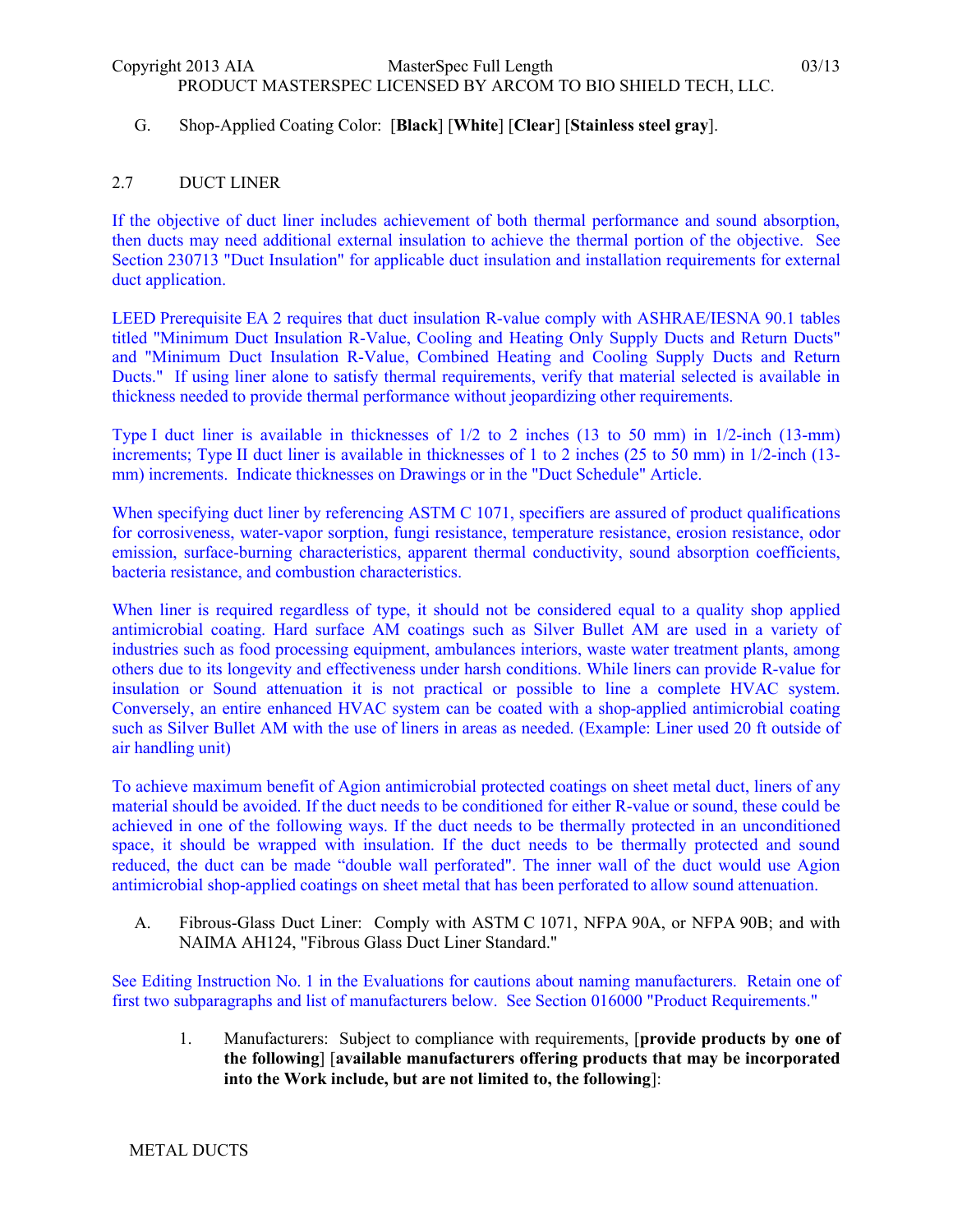G. Shop-Applied Coating Color: [**Black**] [**White**] [**Clear**] [**Stainless steel gray**].

## 2.7 DUCT LINER

If the objective of duct liner includes achievement of both thermal performance and sound absorption, then ducts may need additional external insulation to achieve the thermal portion of the objective. See Section 230713 "Duct Insulation" for applicable duct insulation and installation requirements for external duct application.

LEED Prerequisite EA 2 requires that duct insulation R-value comply with ASHRAE/IESNA 90.1 tables titled "Minimum Duct Insulation R-Value, Cooling and Heating Only Supply Ducts and Return Ducts" and "Minimum Duct Insulation R-Value, Combined Heating and Cooling Supply Ducts and Return Ducts." If using liner alone to satisfy thermal requirements, verify that material selected is available in thickness needed to provide thermal performance without jeopardizing other requirements.

Type I duct liner is available in thicknesses of 1/2 to 2 inches (13 to 50 mm) in 1/2-inch (13-mm) increments; Type II duct liner is available in thicknesses of 1 to 2 inches (25 to 50 mm) in 1/2-inch (13-mm) increments. Indicate thicknesses on Drawings or in the "Duct Schedule" Article.

When specifying duct liner by referencing ASTM C 1071, specifiers are assured of product qualifications for corrosiveness, water-vapor sorption, fungi resistance, temperature resistance, erosion resistance, odor emission, surface-burning characteristics, apparent thermal conductivity, sound absorption coefficients, bacteria resistance, and combustion characteristics.

When liner is required regardless of type, it should not be considered equal to a quality shop applied antimicrobial coating. Hard surface AM coatings such as Silver Bullet AM are used in a variety of industries such as food processing equipment, ambulances interiors, waste water treatment plants, among others due to its longevity and effectiveness under harsh conditions. While liners can provide R-value for insulation or Sound attenuation it is not practical or possible to line a complete HVAC system. Conversely, an entire enhanced HVAC system can be coated with a shop-applied antimicrobial coating such as Silver Bullet AM with the use of liners in areas as needed. (Example: Liner used 20 ft outside of air handling unit)

To achieve maximum benefit of Agion antimicrobial protected coatings on sheet metal duct, liners of any material should be avoided. If the duct needs to be conditioned for either R-value or sound, these could be achieved in one of the following ways. If the duct needs to be thermally protected in an unconditioned space, it should be wrapped with insulation. If the duct needs to be thermally protected and sound reduced, the duct can be made "double wall perforated". The inner wall of the duct would use Agion antimicrobial shop-applied coatings on sheet metal that has been perforated to allow sound attenuation.

A. Fibrous-Glass Duct Liner: Comply with ASTM C 1071, NFPA 90A, or NFPA 90B; and with NAIMA AH124, "Fibrous Glass Duct Liner Standard."

See Editing Instruction No. 1 in the Evaluations for cautions about naming manufacturers. Retain one of first two subparagraphs and list of manufacturers below. See Section 016000 "Product Requirements."

1. Manufacturers: Subject to compliance with requirements, [**provide products by one of the following**] [**available manufacturers offering products that may be incorporated into the Work include, but are not limited to, the following**]: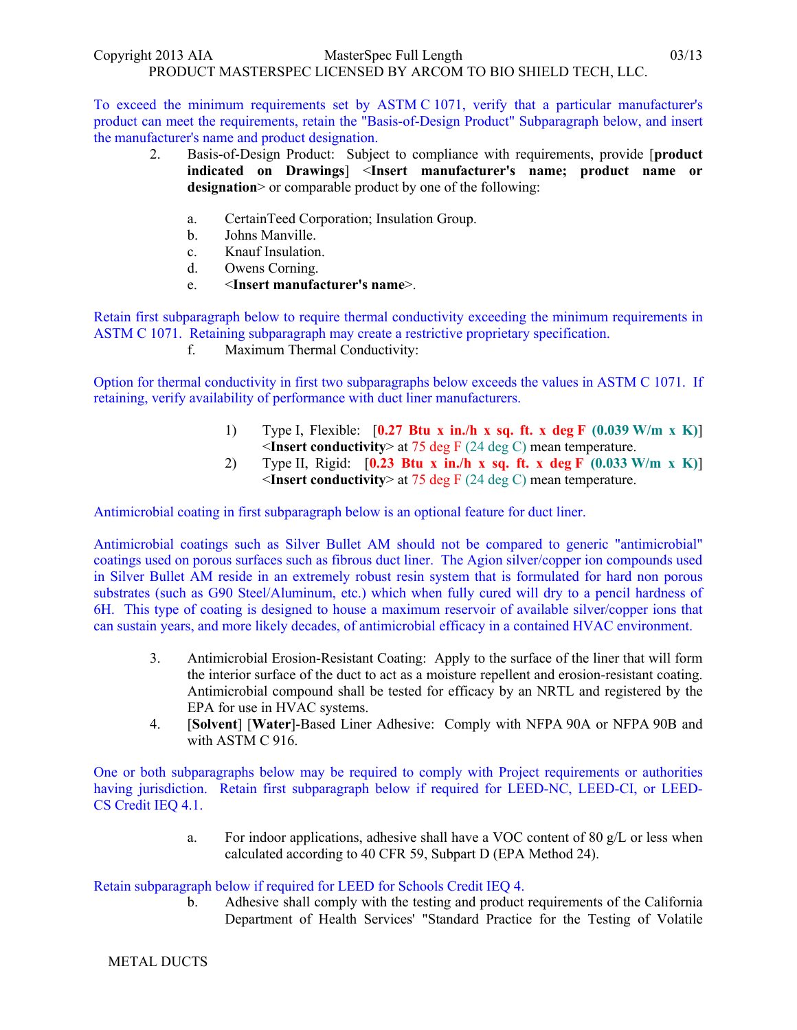To exceed the minimum requirements set by ASTM C 1071, verify that a particular manufacturer's product can meet the requirements, retain the "Basis-of-Design Product" Subparagraph below, and insert the manufacturer's name and product designation.

2. Basis-of-Design Product: Subject to compliance with requirements, provide [**product indicated on Drawings**] <**Insert manufacturer's name; product name or designation**> or comparable product by one of the following:

   a. CertainTeed Corporation; Insulation Group.
   b. Johns Manville.
   c. Knauf Insulation.
   d. Owens Corning.
   e. <**Insert manufacturer's name**>.

Retain first subparagraph below to require thermal conductivity exceeding the minimum requirements in ASTM C 1071. Retaining subparagraph may create a restrictive proprietary specification.

   f. Maximum Thermal Conductivity:

Option for thermal conductivity in first two subparagraphs below exceeds the values in ASTM C 1071. If retaining, verify availability of performance with duct liner manufacturers.

      1) Type I, Flexible: [**0.27 Btu x in./h x sq. ft. x deg F (0.039 W/m x K)**] <**Insert conductivity**> at 75 deg F (24 deg C) mean temperature.
      2) Type II, Rigid: [**0.23 Btu x in./h x sq. ft. x deg F (0.033 W/m x K)**] <**Insert conductivity**> at 75 deg F (24 deg C) mean temperature.

Antimicrobial coating in first subparagraph below is an optional feature for duct liner.

Antimicrobial coatings such as Silver Bullet AM should not be compared to generic "antimicrobial" coatings used on porous surfaces such as fibrous duct liner. The Agion silver/copper ion compounds used in Silver Bullet AM reside in an extremely robust resin system that is formulated for hard non porous substrates (such as G90 Steel/Aluminum, etc.) which when fully cured will dry to a pencil hardness of 6H. This type of coating is designed to house a maximum reservoir of available silver/copper ions that can sustain years, and more likely decades, of antimicrobial efficacy in a contained HVAC environment.

3. Antimicrobial Erosion-Resistant Coating: Apply to the surface of the liner that will form the interior surface of the duct to act as a moisture repellent and erosion-resistant coating. Antimicrobial compound shall be tested for efficacy by an NRTL and registered by the EPA for use in HVAC systems.
4. [**Solvent**] [**Water**]-Based Liner Adhesive: Comply with NFPA 90A or NFPA 90B and with ASTM C 916.

One or both subparagraphs below may be required to comply with Project requirements or authorities having jurisdiction. Retain first subparagraph below if required for LEED-NC, LEED-CI, or LEED-CS Credit IEQ 4.1.

   a. For indoor applications, adhesive shall have a VOC content of 80 g/L or less when calculated according to 40 CFR 59, Subpart D (EPA Method 24).

Retain subparagraph below if required for LEED for Schools Credit IEQ 4.

   b. Adhesive shall comply with the testing and product requirements of the California Department of Health Services' "Standard Practice for the Testing of Volatile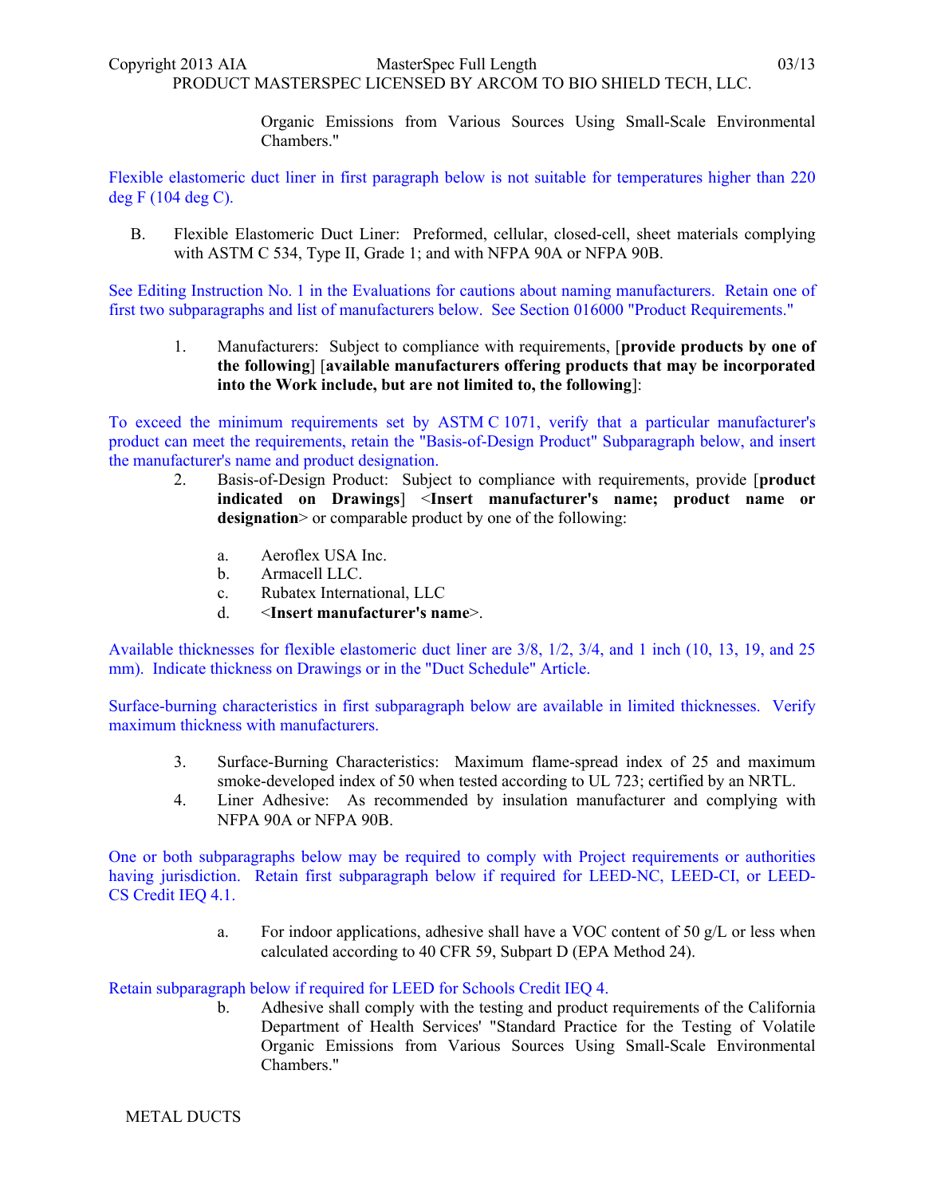Organic Emissions from Various Sources Using Small-Scale Environmental Chambers."

Flexible elastomeric duct liner in first paragraph below is not suitable for temperatures higher than 220 deg F (104 deg C).

B. Flexible Elastomeric Duct Liner: Preformed, cellular, closed-cell, sheet materials complying with ASTM C 534, Type II, Grade 1; and with NFPA 90A or NFPA 90B.

See Editing Instruction No. 1 in the Evaluations for cautions about naming manufacturers. Retain one of first two subparagraphs and list of manufacturers below. See Section 016000 "Product Requirements."

1. Manufacturers: Subject to compliance with requirements, [**provide products by one of the following**] [**available manufacturers offering products that may be incorporated into the Work include, but are not limited to, the following**]:

To exceed the minimum requirements set by ASTM C 1071, verify that a particular manufacturer's product can meet the requirements, retain the "Basis-of-Design Product" Subparagraph below, and insert the manufacturer's name and product designation.

2. Basis-of-Design Product: Subject to compliance with requirements, provide [**product indicated on Drawings**] <**Insert manufacturer's name; product name or designation**> or comparable product by one of the following:

   a. Aeroflex USA Inc.
   b. Armacell LLC.
   c. Rubatex International, LLC
   d. <**Insert manufacturer's name**>.

Available thicknesses for flexible elastomeric duct liner are 3/8, 1/2, 3/4, and 1 inch (10, 13, 19, and 25 mm). Indicate thickness on Drawings or in the "Duct Schedule" Article.

Surface-burning characteristics in first subparagraph below are available in limited thicknesses. Verify maximum thickness with manufacturers.

3. Surface-Burning Characteristics: Maximum flame-spread index of 25 and maximum smoke-developed index of 50 when tested according to UL 723; certified by an NRTL.
4. Liner Adhesive: As recommended by insulation manufacturer and complying with NFPA 90A or NFPA 90B.

One or both subparagraphs below may be required to comply with Project requirements or authorities having jurisdiction. Retain first subparagraph below if required for LEED-NC, LEED-CI, or LEED-CS Credit IEQ 4.1.

   a. For indoor applications, adhesive shall have a VOC content of 50 g/L or less when calculated according to 40 CFR 59, Subpart D (EPA Method 24).

Retain subparagraph below if required for LEED for Schools Credit IEQ 4.

   b. Adhesive shall comply with the testing and product requirements of the California Department of Health Services' "Standard Practice for the Testing of Volatile Organic Emissions from Various Sources Using Small-Scale Environmental Chambers."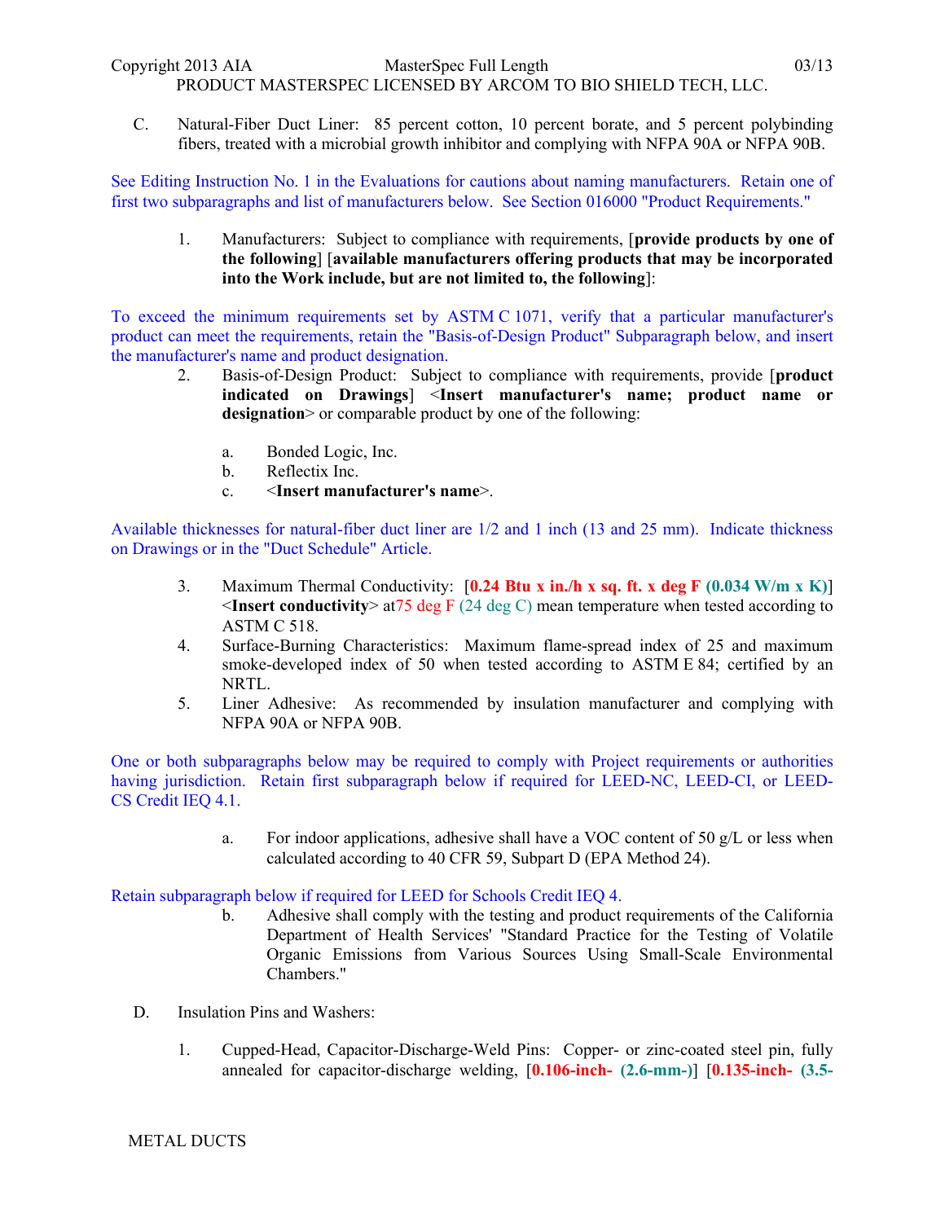C. Natural-Fiber Duct Liner: 85 percent cotton, 10 percent borate, and 5 percent polybinding fibers, treated with a microbial growth inhibitor and complying with NFPA 90A or NFPA 90B.

See Editing Instruction No. 1 in the Evaluations for cautions about naming manufacturers. Retain one of first two subparagraphs and list of manufacturers below. See Section 016000 "Product Requirements."

1. Manufacturers: Subject to compliance with requirements, [**provide products by one of the following**] [**available manufacturers offering products that may be incorporated into the Work include, but are not limited to, the following**]:

To exceed the minimum requirements set by ASTM C 1071, verify that a particular manufacturer's product can meet the requirements, retain the "Basis-of-Design Product" Subparagraph below, and insert the manufacturer's name and product designation.

2. Basis-of-Design Product: Subject to compliance with requirements, provide [**product indicated on Drawings**] <**Insert manufacturer's name; product name or designation**> or comparable product by one of the following:

   a. Bonded Logic, Inc.
   b. Reflectix Inc.
   c. <**Insert manufacturer's name**>.

Available thicknesses for natural-fiber duct liner are 1/2 and 1 inch (13 and 25 mm). Indicate thickness on Drawings or in the "Duct Schedule" Article.

3. Maximum Thermal Conductivity: [**0.24 Btu x in./h x sq. ft. x deg F (0.034 W/m x K)**] <**Insert conductivity**> at75 deg F (24 deg C) mean temperature when tested according to ASTM C 518.
4. Surface-Burning Characteristics: Maximum flame-spread index of 25 and maximum smoke-developed index of 50 when tested according to ASTM E 84; certified by an NRTL.
5. Liner Adhesive: As recommended by insulation manufacturer and complying with NFPA 90A or NFPA 90B.

One or both subparagraphs below may be required to comply with Project requirements or authorities having jurisdiction. Retain first subparagraph below if required for LEED-NC, LEED-CI, or LEED-CS Credit IEQ 4.1.

   a. For indoor applications, adhesive shall have a VOC content of 50 g/L or less when calculated according to 40 CFR 59, Subpart D (EPA Method 24).

Retain subparagraph below if required for LEED for Schools Credit IEQ 4.

   b. Adhesive shall comply with the testing and product requirements of the California Department of Health Services' "Standard Practice for the Testing of Volatile Organic Emissions from Various Sources Using Small-Scale Environmental Chambers."

D. Insulation Pins and Washers:

1. Cupped-Head, Capacitor-Discharge-Weld Pins: Copper- or zinc-coated steel pin, fully annealed for capacitor-discharge welding, [**0.106-inch- (2.6-mm-)**] [**0.135-inch- (3.5-**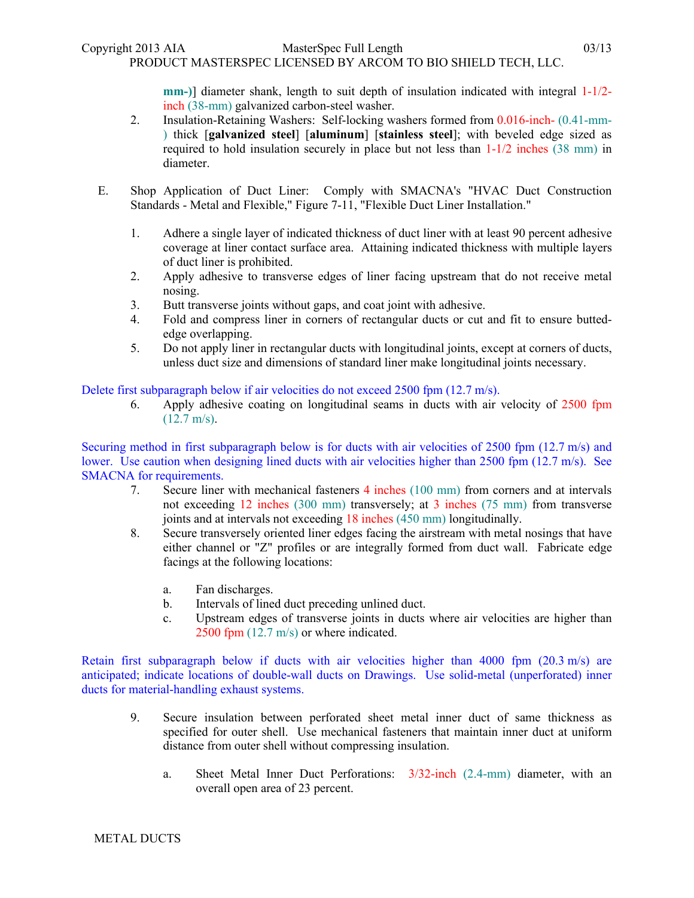mm-)] diameter shank, length to suit depth of insulation indicated with integral 1-1/2-inch (38-mm) galvanized carbon-steel washer.

2. Insulation-Retaining Washers: Self-locking washers formed from 0.016-inch- (0.41-mm-) thick [**galvanized steel**] [**aluminum**] [**stainless steel**]; with beveled edge sized as required to hold insulation securely in place but not less than 1-1/2 inches (38 mm) in diameter.

E. Shop Application of Duct Liner: Comply with SMACNA's "HVAC Duct Construction Standards - Metal and Flexible," Figure 7-11, "Flexible Duct Liner Installation."

1. Adhere a single layer of indicated thickness of duct liner with at least 90 percent adhesive coverage at liner contact surface area. Attaining indicated thickness with multiple layers of duct liner is prohibited.
2. Apply adhesive to transverse edges of liner facing upstream that do not receive metal nosing.
3. Butt transverse joints without gaps, and coat joint with adhesive.
4. Fold and compress liner in corners of rectangular ducts or cut and fit to ensure butted-edge overlapping.
5. Do not apply liner in rectangular ducts with longitudinal joints, except at corners of ducts, unless duct size and dimensions of standard liner make longitudinal joints necessary.

Delete first subparagraph below if air velocities do not exceed 2500 fpm (12.7 m/s).

6. Apply adhesive coating on longitudinal seams in ducts with air velocity of 2500 fpm (12.7 m/s).

Securing method in first subparagraph below is for ducts with air velocities of 2500 fpm (12.7 m/s) and lower. Use caution when designing lined ducts with air velocities higher than 2500 fpm (12.7 m/s). See SMACNA for requirements.

7. Secure liner with mechanical fasteners 4 inches (100 mm) from corners and at intervals not exceeding 12 inches (300 mm) transversely; at 3 inches (75 mm) from transverse joints and at intervals not exceeding 18 inches (450 mm) longitudinally.
8. Secure transversely oriented liner edges facing the airstream with metal nosings that have either channel or "Z" profiles or are integrally formed from duct wall. Fabricate edge facings at the following locations:

   a. Fan discharges.
   b. Intervals of lined duct preceding unlined duct.
   c. Upstream edges of transverse joints in ducts where air velocities are higher than 2500 fpm (12.7 m/s) or where indicated.

Retain first subparagraph below if ducts with air velocities higher than 4000 fpm (20.3 m/s) are anticipated; indicate locations of double-wall ducts on Drawings. Use solid-metal (unperforated) inner ducts for material-handling exhaust systems.

9. Secure insulation between perforated sheet metal inner duct of same thickness as specified for outer shell. Use mechanical fasteners that maintain inner duct at uniform distance from outer shell without compressing insulation.

   a. Sheet Metal Inner Duct Perforations: 3/32-inch (2.4-mm) diameter, with an overall open area of 23 percent.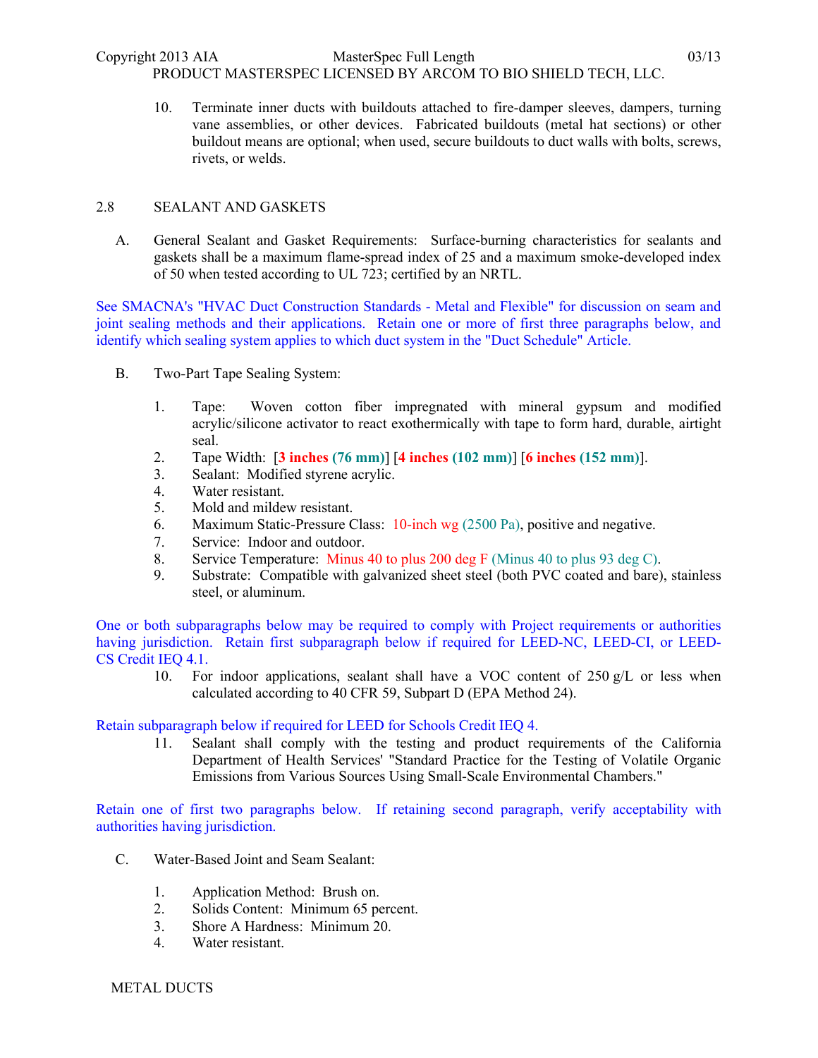10. Terminate inner ducts with buildouts attached to fire-damper sleeves, dampers, turning vane assemblies, or other devices. Fabricated buildouts (metal hat sections) or other buildout means are optional; when used, secure buildouts to duct walls with bolts, screws, rivets, or welds.

## 2.8 SEALANT AND GASKETS

A. General Sealant and Gasket Requirements: Surface-burning characteristics for sealants and gaskets shall be a maximum flame-spread index of 25 and a maximum smoke-developed index of 50 when tested according to UL 723; certified by an NRTL.

See SMACNA's "HVAC Duct Construction Standards - Metal and Flexible" for discussion on seam and joint sealing methods and their applications. Retain one or more of first three paragraphs below, and identify which sealing system applies to which duct system in the "Duct Schedule" Article.

B. Two-Part Tape Sealing System:

1. Tape: Woven cotton fiber impregnated with mineral gypsum and modified acrylic/silicone activator to react exothermically with tape to form hard, durable, airtight seal.
2. Tape Width: [**3 inches (76 mm)**] [**4 inches (102 mm)**] [**6 inches (152 mm)**].
3. Sealant: Modified styrene acrylic.
4. Water resistant.
5. Mold and mildew resistant.
6. Maximum Static-Pressure Class: 10-inch wg (2500 Pa), positive and negative.
7. Service: Indoor and outdoor.
8. Service Temperature: Minus 40 to plus 200 deg F (Minus 40 to plus 93 deg C).
9. Substrate: Compatible with galvanized sheet steel (both PVC coated and bare), stainless steel, or aluminum.

One or both subparagraphs below may be required to comply with Project requirements or authorities having jurisdiction. Retain first subparagraph below if required for LEED-NC, LEED-CI, or LEED-CS Credit IEQ 4.1.

10. For indoor applications, sealant shall have a VOC content of 250 g/L or less when calculated according to 40 CFR 59, Subpart D (EPA Method 24).

Retain subparagraph below if required for LEED for Schools Credit IEQ 4.

11. Sealant shall comply with the testing and product requirements of the California Department of Health Services' "Standard Practice for the Testing of Volatile Organic Emissions from Various Sources Using Small-Scale Environmental Chambers."

Retain one of first two paragraphs below. If retaining second paragraph, verify acceptability with authorities having jurisdiction.

C. Water-Based Joint and Seam Sealant:

1. Application Method: Brush on.
2. Solids Content: Minimum 65 percent.
3. Shore A Hardness: Minimum 20.
4. Water resistant.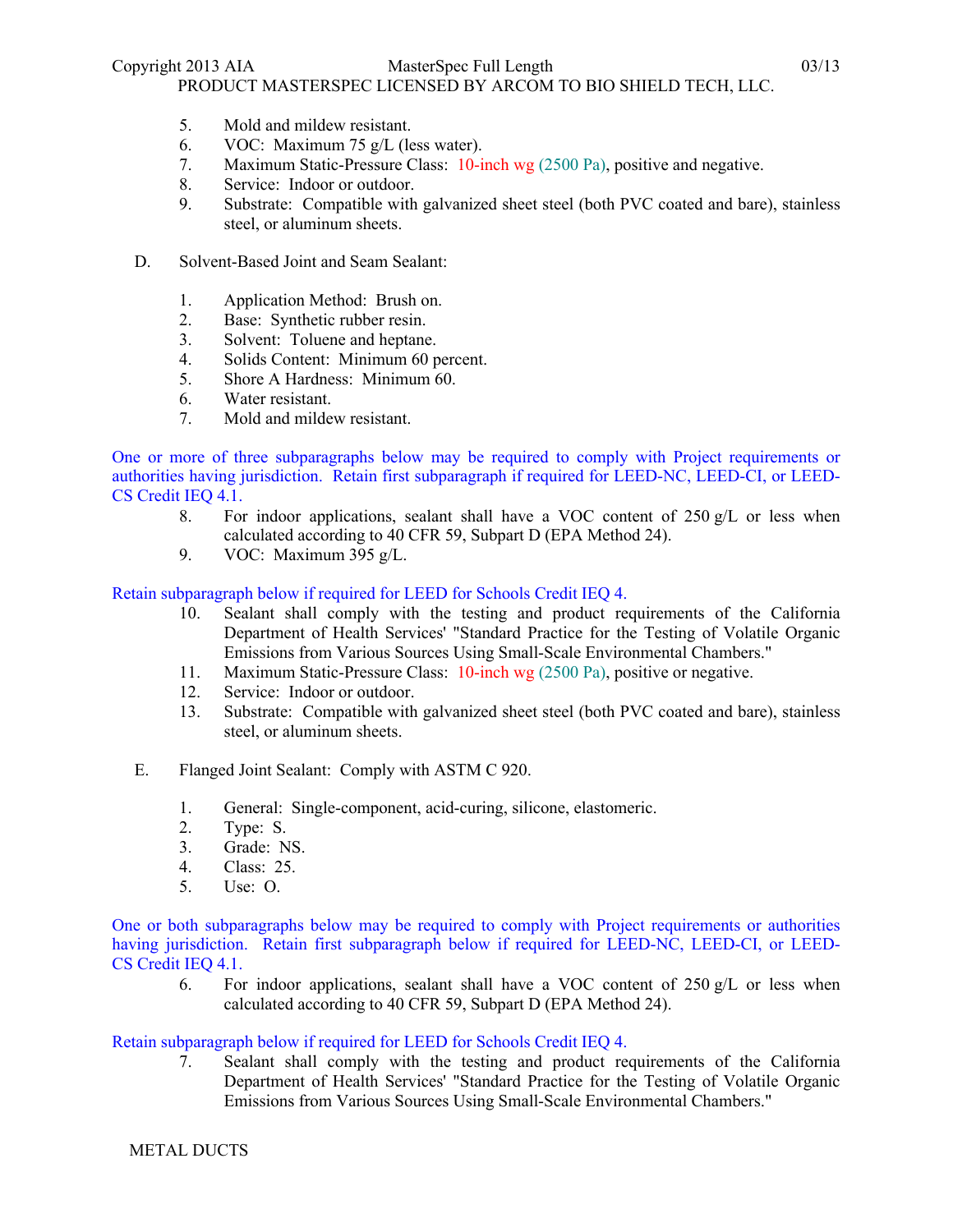5. Mold and mildew resistant.
6. VOC: Maximum 75 g/L (less water).
7. Maximum Static-Pressure Class: 10-inch wg (2500 Pa), positive and negative.
8. Service: Indoor or outdoor.
9. Substrate: Compatible with galvanized sheet steel (both PVC coated and bare), stainless steel, or aluminum sheets.

D. Solvent-Based Joint and Seam Sealant:

1. Application Method: Brush on.
2. Base: Synthetic rubber resin.
3. Solvent: Toluene and heptane.
4. Solids Content: Minimum 60 percent.
5. Shore A Hardness: Minimum 60.
6. Water resistant.
7. Mold and mildew resistant.

One or more of three subparagraphs below may be required to comply with Project requirements or authorities having jurisdiction. Retain first subparagraph if required for LEED-NC, LEED-CI, or LEED-CS Credit IEQ 4.1.

8. For indoor applications, sealant shall have a VOC content of 250 g/L or less when calculated according to 40 CFR 59, Subpart D (EPA Method 24).
9. VOC: Maximum 395 g/L.

Retain subparagraph below if required for LEED for Schools Credit IEQ 4.

10. Sealant shall comply with the testing and product requirements of the California Department of Health Services' "Standard Practice for the Testing of Volatile Organic Emissions from Various Sources Using Small-Scale Environmental Chambers."
11. Maximum Static-Pressure Class: 10-inch wg (2500 Pa), positive or negative.
12. Service: Indoor or outdoor.
13. Substrate: Compatible with galvanized sheet steel (both PVC coated and bare), stainless steel, or aluminum sheets.

E. Flanged Joint Sealant: Comply with ASTM C 920.

1. General: Single-component, acid-curing, silicone, elastomeric.
2. Type: S.
3. Grade: NS.
4. Class: 25.
5. Use: O.

One or both subparagraphs below may be required to comply with Project requirements or authorities having jurisdiction. Retain first subparagraph below if required for LEED-NC, LEED-CI, or LEED-CS Credit IEQ 4.1.

6. For indoor applications, sealant shall have a VOC content of 250 g/L or less when calculated according to 40 CFR 59, Subpart D (EPA Method 24).

Retain subparagraph below if required for LEED for Schools Credit IEQ 4.

7. Sealant shall comply with the testing and product requirements of the California Department of Health Services' "Standard Practice for the Testing of Volatile Organic Emissions from Various Sources Using Small-Scale Environmental Chambers."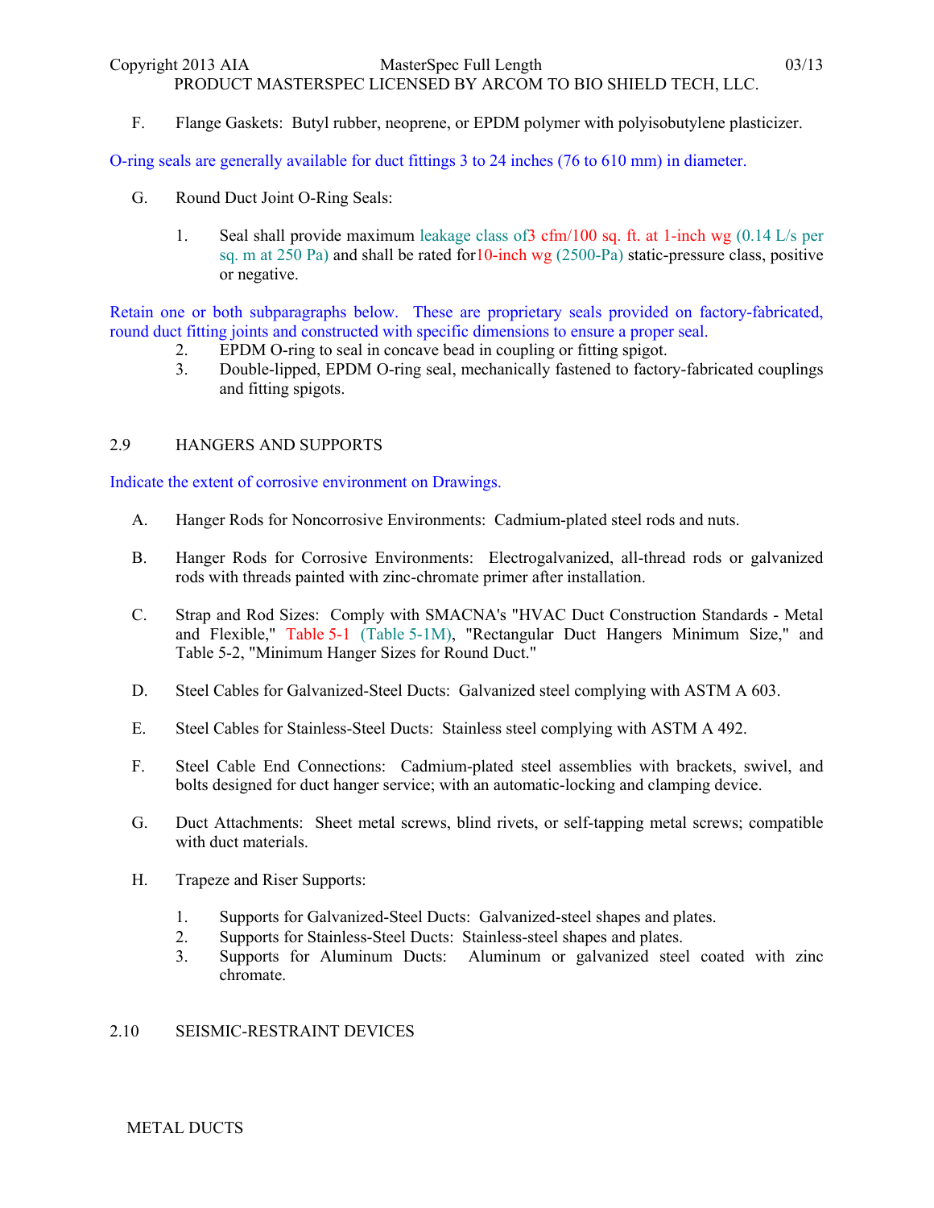F. Flange Gaskets: Butyl rubber, neoprene, or EPDM polymer with polyisobutylene plasticizer.

O-ring seals are generally available for duct fittings 3 to 24 inches (76 to 610 mm) in diameter.

G. Round Duct Joint O-Ring Seals:

1. Seal shall provide maximum leakage class of3 cfm/100 sq. ft. at 1-inch wg (0.14 L/s per sq. m at 250 Pa) and shall be rated for10-inch wg (2500-Pa) static-pressure class, positive or negative.

Retain one or both subparagraphs below. These are proprietary seals provided on factory-fabricated, round duct fitting joints and constructed with specific dimensions to ensure a proper seal.

2. EPDM O-ring to seal in concave bead in coupling or fitting spigot.
3. Double-lipped, EPDM O-ring seal, mechanically fastened to factory-fabricated couplings and fitting spigots.

## 2.9 HANGERS AND SUPPORTS

Indicate the extent of corrosive environment on Drawings.

A. Hanger Rods for Noncorrosive Environments: Cadmium-plated steel rods and nuts.

B. Hanger Rods for Corrosive Environments: Electrogalvanized, all-thread rods or galvanized rods with threads painted with zinc-chromate primer after installation.

C. Strap and Rod Sizes: Comply with SMACNA's "HVAC Duct Construction Standards - Metal and Flexible," Table 5-1 (Table 5-1M), "Rectangular Duct Hangers Minimum Size," and Table 5-2, "Minimum Hanger Sizes for Round Duct."

D. Steel Cables for Galvanized-Steel Ducts: Galvanized steel complying with ASTM A 603.

E. Steel Cables for Stainless-Steel Ducts: Stainless steel complying with ASTM A 492.

F. Steel Cable End Connections: Cadmium-plated steel assemblies with brackets, swivel, and bolts designed for duct hanger service; with an automatic-locking and clamping device.

G. Duct Attachments: Sheet metal screws, blind rivets, or self-tapping metal screws; compatible with duct materials.

H. Trapeze and Riser Supports:

1. Supports for Galvanized-Steel Ducts: Galvanized-steel shapes and plates.
2. Supports for Stainless-Steel Ducts: Stainless-steel shapes and plates.
3. Supports for Aluminum Ducts: Aluminum or galvanized steel coated with zinc chromate.

## 2.10 SEISMIC-RESTRAINT DEVICES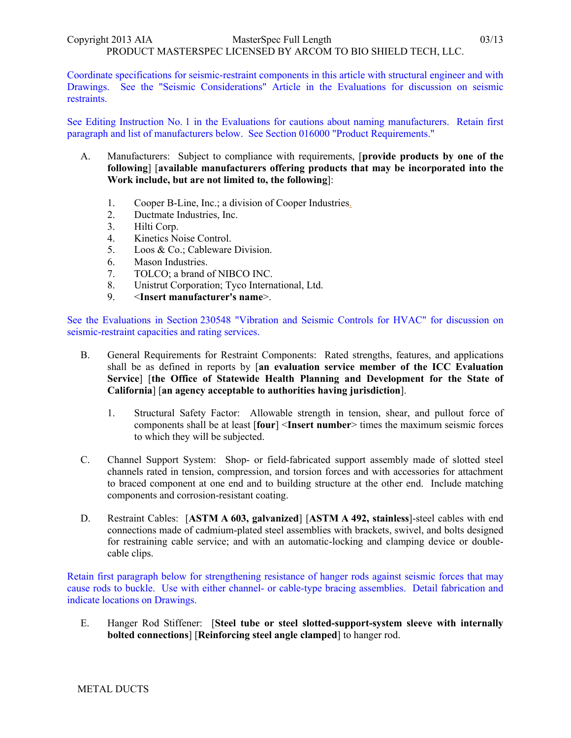Coordinate specifications for seismic-restraint components in this article with structural engineer and with Drawings. See the "Seismic Considerations" Article in the Evaluations for discussion on seismic restraints.

See Editing Instruction No. 1 in the Evaluations for cautions about naming manufacturers. Retain first paragraph and list of manufacturers below. See Section 016000 "Product Requirements."

A. Manufacturers: Subject to compliance with requirements, [**provide products by one of the following**] [**available manufacturers offering products that may be incorporated into the Work include, but are not limited to, the following**]:

   1. Cooper B-Line, Inc.; a division of Cooper Industries.
   2. Ductmate Industries, Inc.
   3. Hilti Corp.
   4. Kinetics Noise Control.
   5. Loos & Co.; Cableware Division.
   6. Mason Industries.
   7. TOLCO; a brand of NIBCO INC.
   8. Unistrut Corporation; Tyco International, Ltd.
   9. <**Insert manufacturer's name**>.

See the Evaluations in Section 230548 "Vibration and Seismic Controls for HVAC" for discussion on seismic-restraint capacities and rating services.

B. General Requirements for Restraint Components: Rated strengths, features, and applications shall be as defined in reports by [**an evaluation service member of the ICC Evaluation Service**] [**the Office of Statewide Health Planning and Development for the State of California**] [**an agency acceptable to authorities having jurisdiction**].

   1. Structural Safety Factor: Allowable strength in tension, shear, and pullout force of components shall be at least [**four**] <**Insert number**> times the maximum seismic forces to which they will be subjected.

C. Channel Support System: Shop- or field-fabricated support assembly made of slotted steel channels rated in tension, compression, and torsion forces and with accessories for attachment to braced component at one end and to building structure at the other end. Include matching components and corrosion-resistant coating.

D. Restraint Cables: [**ASTM A 603, galvanized**] [**ASTM A 492, stainless**]-steel cables with end connections made of cadmium-plated steel assemblies with brackets, swivel, and bolts designed for restraining cable service; and with an automatic-locking and clamping device or double-cable clips.

Retain first paragraph below for strengthening resistance of hanger rods against seismic forces that may cause rods to buckle. Use with either channel- or cable-type bracing assemblies. Detail fabrication and indicate locations on Drawings.

E. Hanger Rod Stiffener: [**Steel tube or steel slotted-support-system sleeve with internally bolted connections**] [**Reinforcing steel angle clamped**] to hanger rod.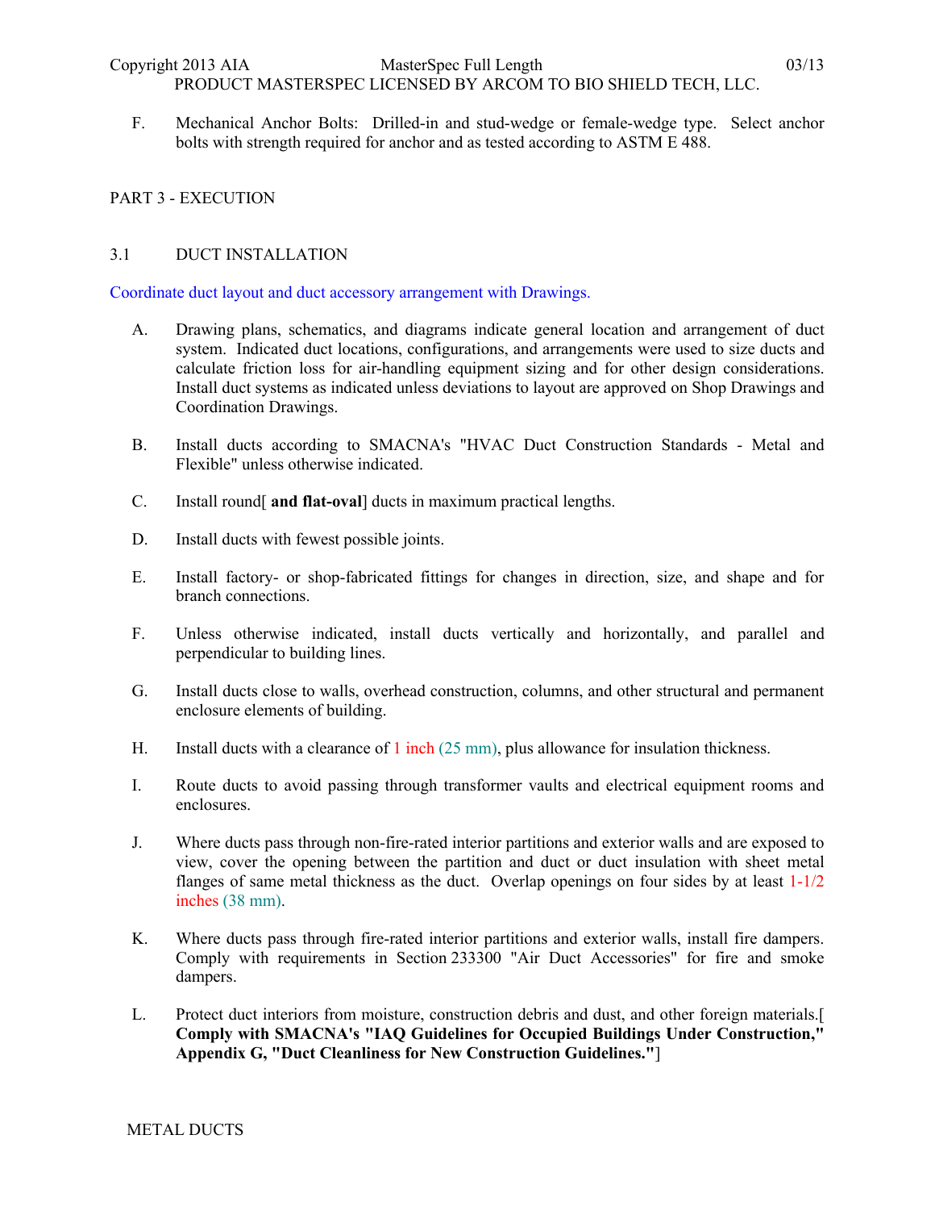F. Mechanical Anchor Bolts: Drilled-in and stud-wedge or female-wedge type. Select anchor bolts with strength required for anchor and as tested according to ASTM E 488.

## PART 3 - EXECUTION

### 3.1 DUCT INSTALLATION

Coordinate duct layout and duct accessory arrangement with Drawings.

A. Drawing plans, schematics, and diagrams indicate general location and arrangement of duct system. Indicated duct locations, configurations, and arrangements were used to size ducts and calculate friction loss for air-handling equipment sizing and for other design considerations. Install duct systems as indicated unless deviations to layout are approved on Shop Drawings and Coordination Drawings.

B. Install ducts according to SMACNA's "HVAC Duct Construction Standards - Metal and Flexible" unless otherwise indicated.

C. Install round[ **and flat-oval**] ducts in maximum practical lengths.

D. Install ducts with fewest possible joints.

E. Install factory- or shop-fabricated fittings for changes in direction, size, and shape and for branch connections.

F. Unless otherwise indicated, install ducts vertically and horizontally, and parallel and perpendicular to building lines.

G. Install ducts close to walls, overhead construction, columns, and other structural and permanent enclosure elements of building.

H. Install ducts with a clearance of 1 inch (25 mm), plus allowance for insulation thickness.

I. Route ducts to avoid passing through transformer vaults and electrical equipment rooms and enclosures.

J. Where ducts pass through non-fire-rated interior partitions and exterior walls and are exposed to view, cover the opening between the partition and duct or duct insulation with sheet metal flanges of same metal thickness as the duct. Overlap openings on four sides by at least 1-1/2 inches (38 mm).

K. Where ducts pass through fire-rated interior partitions and exterior walls, install fire dampers. Comply with requirements in Section 233300 "Air Duct Accessories" for fire and smoke dampers.

L. Protect duct interiors from moisture, construction debris and dust, and other foreign materials.[ **Comply with SMACNA's "IAQ Guidelines for Occupied Buildings Under Construction," Appendix G, "Duct Cleanliness for New Construction Guidelines."**]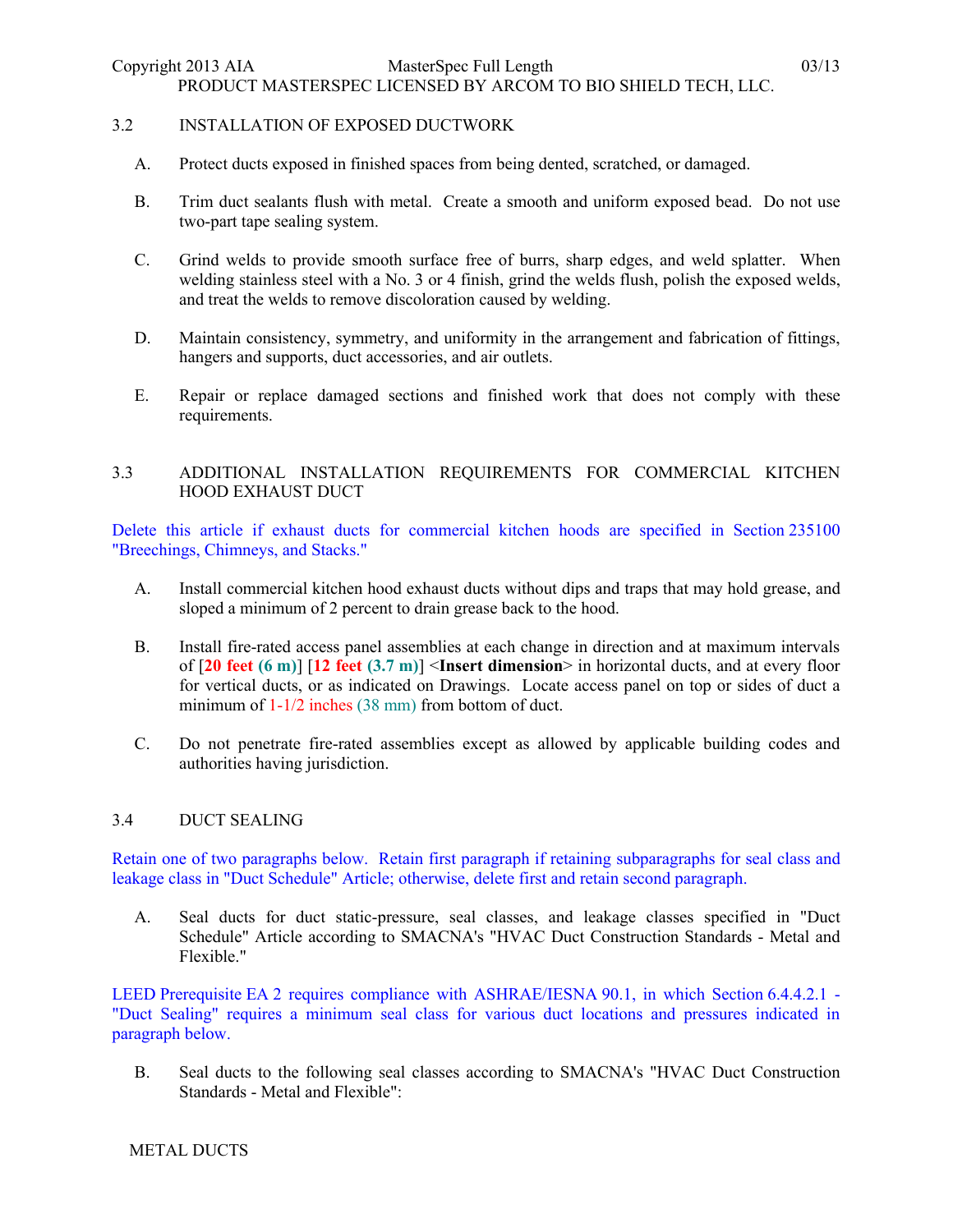### 3.2 INSTALLATION OF EXPOSED DUCTWORK

A. Protect ducts exposed in finished spaces from being dented, scratched, or damaged.

B. Trim duct sealants flush with metal. Create a smooth and uniform exposed bead. Do not use two-part tape sealing system.

C. Grind welds to provide smooth surface free of burrs, sharp edges, and weld splatter. When welding stainless steel with a No. 3 or 4 finish, grind the welds flush, polish the exposed welds, and treat the welds to remove discoloration caused by welding.

D. Maintain consistency, symmetry, and uniformity in the arrangement and fabrication of fittings, hangers and supports, duct accessories, and air outlets.

E. Repair or replace damaged sections and finished work that does not comply with these requirements.

### 3.3 ADDITIONAL INSTALLATION REQUIREMENTS FOR COMMERCIAL KITCHEN HOOD EXHAUST DUCT

Delete this article if exhaust ducts for commercial kitchen hoods are specified in Section 235100 "Breechings, Chimneys, and Stacks."

A. Install commercial kitchen hood exhaust ducts without dips and traps that may hold grease, and sloped a minimum of 2 percent to drain grease back to the hood.

B. Install fire-rated access panel assemblies at each change in direction and at maximum intervals of [**20 feet (6 m)**] [**12 feet (3.7 m)**] <**Insert dimension**> in horizontal ducts, and at every floor for vertical ducts, or as indicated on Drawings. Locate access panel on top or sides of duct a minimum of 1-1/2 inches (38 mm) from bottom of duct.

C. Do not penetrate fire-rated assemblies except as allowed by applicable building codes and authorities having jurisdiction.

### 3.4 DUCT SEALING

Retain one of two paragraphs below. Retain first paragraph if retaining subparagraphs for seal class and leakage class in "Duct Schedule" Article; otherwise, delete first and retain second paragraph.

A. Seal ducts for duct static-pressure, seal classes, and leakage classes specified in "Duct Schedule" Article according to SMACNA's "HVAC Duct Construction Standards - Metal and Flexible."

LEED Prerequisite EA 2 requires compliance with ASHRAE/IESNA 90.1, in which Section 6.4.4.2.1 - "Duct Sealing" requires a minimum seal class for various duct locations and pressures indicated in paragraph below.

B. Seal ducts to the following seal classes according to SMACNA's "HVAC Duct Construction Standards - Metal and Flexible":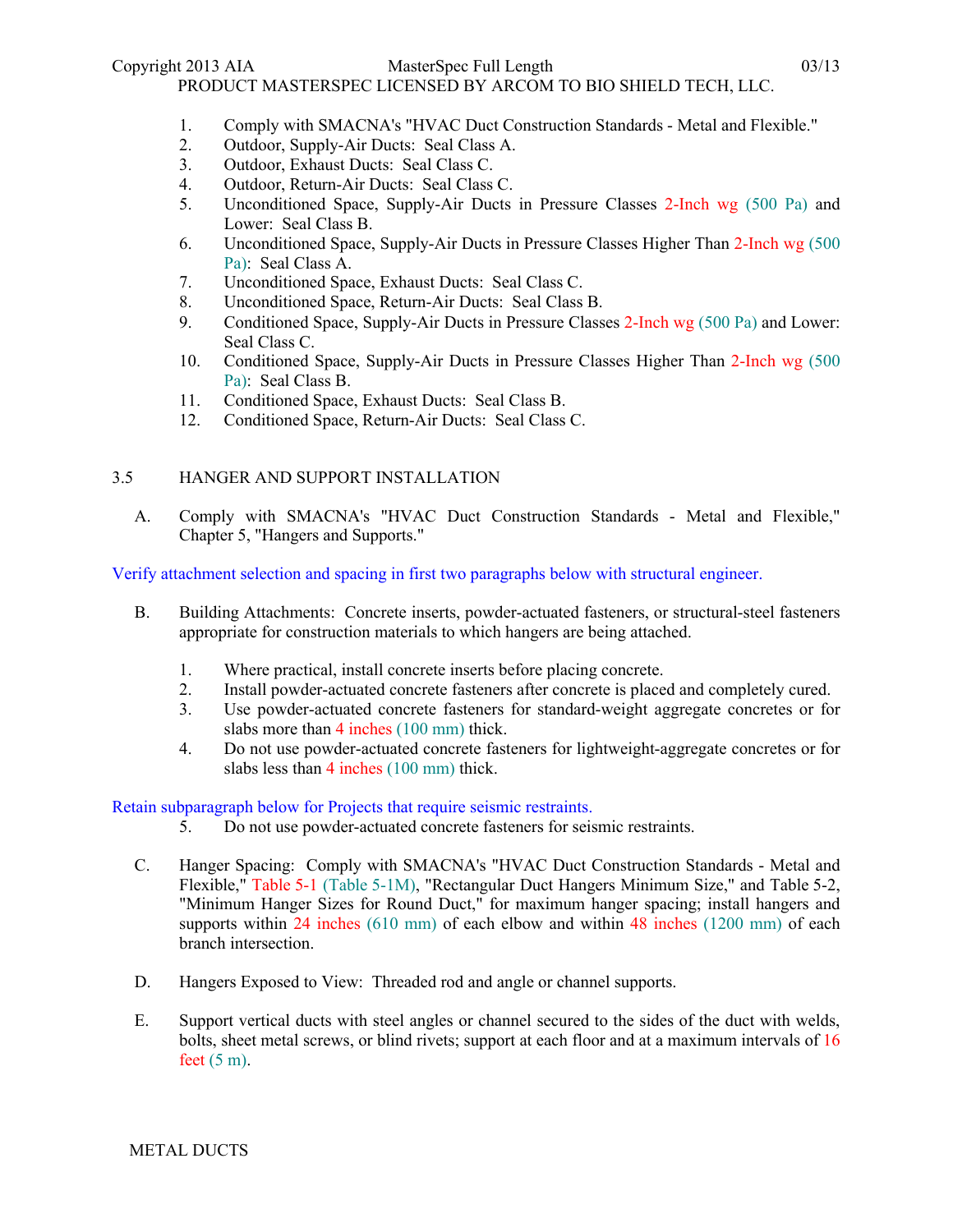1. Comply with SMACNA's "HVAC Duct Construction Standards - Metal and Flexible."
2. Outdoor, Supply-Air Ducts: Seal Class A.
3. Outdoor, Exhaust Ducts: Seal Class C.
4. Outdoor, Return-Air Ducts: Seal Class C.
5. Unconditioned Space, Supply-Air Ducts in Pressure Classes 2-Inch wg (500 Pa) and Lower: Seal Class B.
6. Unconditioned Space, Supply-Air Ducts in Pressure Classes Higher Than 2-Inch wg (500 Pa): Seal Class A.
7. Unconditioned Space, Exhaust Ducts: Seal Class C.
8. Unconditioned Space, Return-Air Ducts: Seal Class B.
9. Conditioned Space, Supply-Air Ducts in Pressure Classes 2-Inch wg (500 Pa) and Lower: Seal Class C.
10. Conditioned Space, Supply-Air Ducts in Pressure Classes Higher Than 2-Inch wg (500 Pa): Seal Class B.
11. Conditioned Space, Exhaust Ducts: Seal Class B.
12. Conditioned Space, Return-Air Ducts: Seal Class C.

## 3.5 HANGER AND SUPPORT INSTALLATION

A. Comply with SMACNA's "HVAC Duct Construction Standards - Metal and Flexible," Chapter 5, "Hangers and Supports."

Verify attachment selection and spacing in first two paragraphs below with structural engineer.

B. Building Attachments: Concrete inserts, powder-actuated fasteners, or structural-steel fasteners appropriate for construction materials to which hangers are being attached.

1. Where practical, install concrete inserts before placing concrete.
2. Install powder-actuated concrete fasteners after concrete is placed and completely cured.
3. Use powder-actuated concrete fasteners for standard-weight aggregate concretes or for slabs more than 4 inches (100 mm) thick.
4. Do not use powder-actuated concrete fasteners for lightweight-aggregate concretes or for slabs less than 4 inches (100 mm) thick.

Retain subparagraph below for Projects that require seismic restraints.

5. Do not use powder-actuated concrete fasteners for seismic restraints.

C. Hanger Spacing: Comply with SMACNA's "HVAC Duct Construction Standards - Metal and Flexible," Table 5-1 (Table 5-1M), "Rectangular Duct Hangers Minimum Size," and Table 5-2, "Minimum Hanger Sizes for Round Duct," for maximum hanger spacing; install hangers and supports within 24 inches (610 mm) of each elbow and within 48 inches (1200 mm) of each branch intersection.

D. Hangers Exposed to View: Threaded rod and angle or channel supports.

E. Support vertical ducts with steel angles or channel secured to the sides of the duct with welds, bolts, sheet metal screws, or blind rivets; support at each floor and at a maximum intervals of 16 feet (5 m).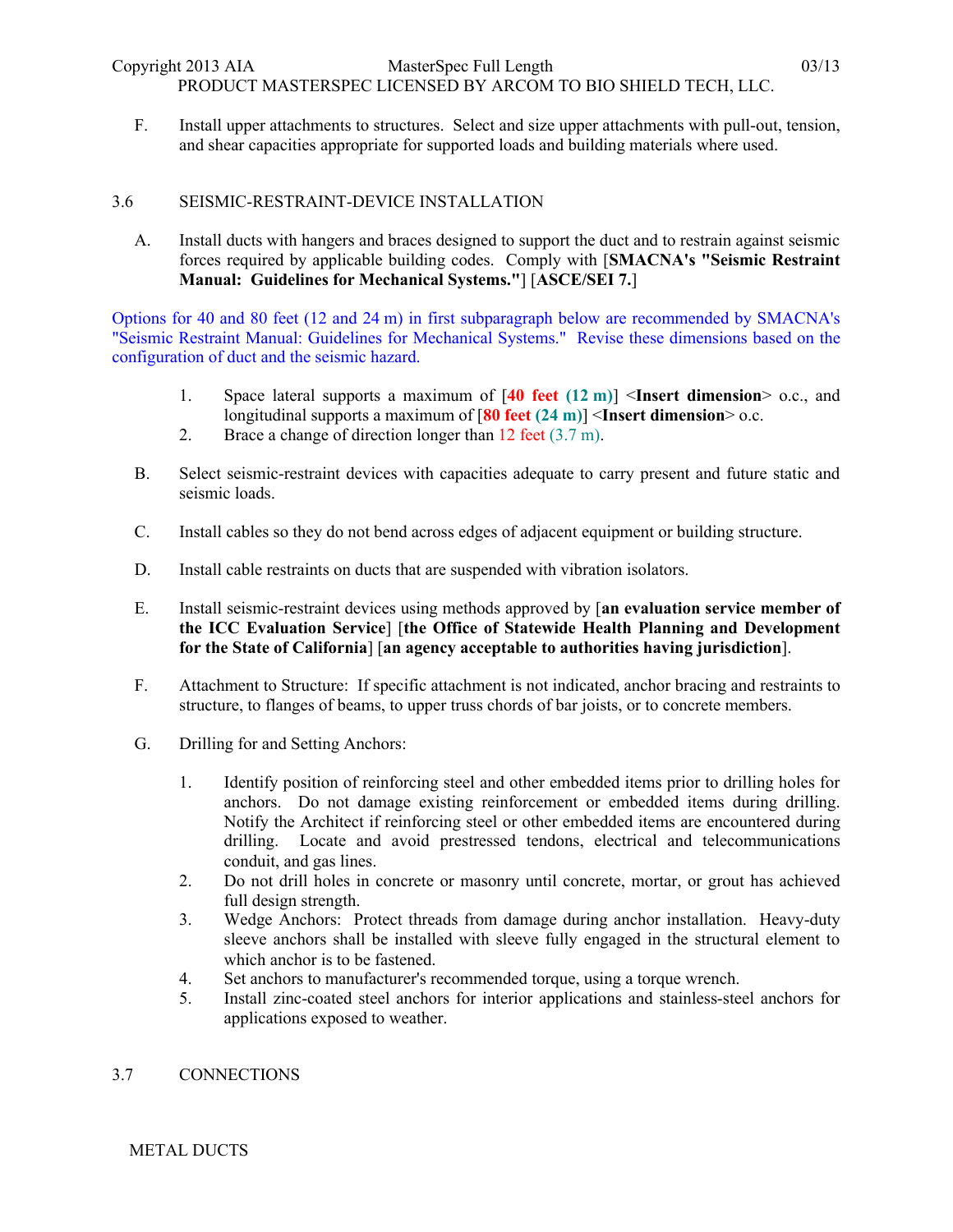F. Install upper attachments to structures. Select and size upper attachments with pull-out, tension, and shear capacities appropriate for supported loads and building materials where used.

## 3.6 SEISMIC-RESTRAINT-DEVICE INSTALLATION

A. Install ducts with hangers and braces designed to support the duct and to restrain against seismic forces required by applicable building codes. Comply with [**SMACNA's "Seismic Restraint Manual: Guidelines for Mechanical Systems."**] [**ASCE/SEI 7.**]

Options for 40 and 80 feet (12 and 24 m) in first subparagraph below are recommended by SMACNA's "Seismic Restraint Manual: Guidelines for Mechanical Systems." Revise these dimensions based on the configuration of duct and the seismic hazard.

1. Space lateral supports a maximum of [**40 feet (12 m)**] <**Insert dimension**> o.c., and longitudinal supports a maximum of [**80 feet (24 m)**] <**Insert dimension**> o.c.
2. Brace a change of direction longer than 12 feet (3.7 m).

B. Select seismic-restraint devices with capacities adequate to carry present and future static and seismic loads.

C. Install cables so they do not bend across edges of adjacent equipment or building structure.

D. Install cable restraints on ducts that are suspended with vibration isolators.

E. Install seismic-restraint devices using methods approved by [**an evaluation service member of the ICC Evaluation Service**] [**the Office of Statewide Health Planning and Development for the State of California**] [**an agency acceptable to authorities having jurisdiction**].

F. Attachment to Structure: If specific attachment is not indicated, anchor bracing and restraints to structure, to flanges of beams, to upper truss chords of bar joists, or to concrete members.

G. Drilling for and Setting Anchors:

1. Identify position of reinforcing steel and other embedded items prior to drilling holes for anchors. Do not damage existing reinforcement or embedded items during drilling. Notify the Architect if reinforcing steel or other embedded items are encountered during drilling. Locate and avoid prestressed tendons, electrical and telecommunications conduit, and gas lines.
2. Do not drill holes in concrete or masonry until concrete, mortar, or grout has achieved full design strength.
3. Wedge Anchors: Protect threads from damage during anchor installation. Heavy-duty sleeve anchors shall be installed with sleeve fully engaged in the structural element to which anchor is to be fastened.
4. Set anchors to manufacturer's recommended torque, using a torque wrench.
5. Install zinc-coated steel anchors for interior applications and stainless-steel anchors for applications exposed to weather.

## 3.7 CONNECTIONS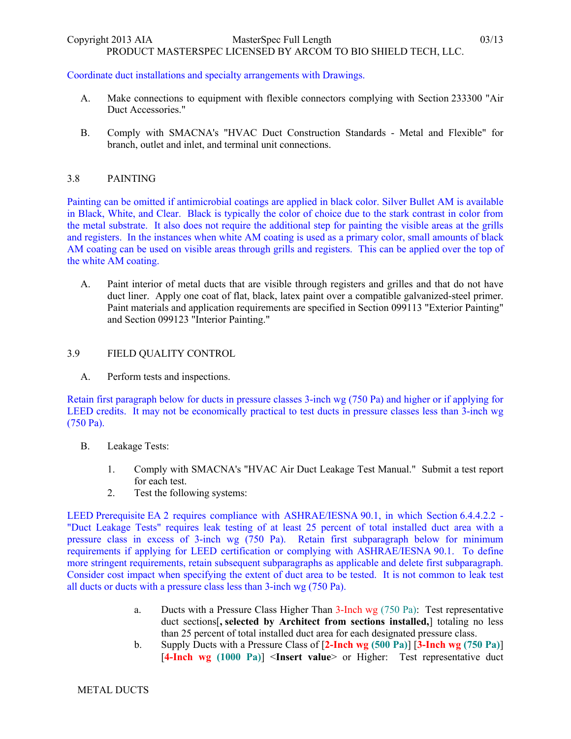Coordinate duct installations and specialty arrangements with Drawings.

A. Make connections to equipment with flexible connectors complying with Section 233300 "Air Duct Accessories."

B. Comply with SMACNA's "HVAC Duct Construction Standards - Metal and Flexible" for branch, outlet and inlet, and terminal unit connections.

## 3.8 PAINTING

Painting can be omitted if antimicrobial coatings are applied in black color. Silver Bullet AM is available in Black, White, and Clear. Black is typically the color of choice due to the stark contrast in color from the metal substrate. It also does not require the additional step for painting the visible areas at the grills and registers. In the instances when white AM coating is used as a primary color, small amounts of black AM coating can be used on visible areas through grills and registers. This can be applied over the top of the white AM coating.

A. Paint interior of metal ducts that are visible through registers and grilles and that do not have duct liner. Apply one coat of flat, black, latex paint over a compatible galvanized-steel primer. Paint materials and application requirements are specified in Section 099113 "Exterior Painting" and Section 099123 "Interior Painting."

## 3.9 FIELD QUALITY CONTROL

A. Perform tests and inspections.

Retain first paragraph below for ducts in pressure classes 3-inch wg (750 Pa) and higher or if applying for LEED credits. It may not be economically practical to test ducts in pressure classes less than 3-inch wg (750 Pa).

B. Leakage Tests:

1. Comply with SMACNA's "HVAC Air Duct Leakage Test Manual." Submit a test report for each test.
2. Test the following systems:

LEED Prerequisite EA 2 requires compliance with ASHRAE/IESNA 90.1, in which Section 6.4.4.2.2 - "Duct Leakage Tests" requires leak testing of at least 25 percent of total installed duct area with a pressure class in excess of 3-inch wg (750 Pa). Retain first subparagraph below for minimum requirements if applying for LEED certification or complying with ASHRAE/IESNA 90.1. To define more stringent requirements, retain subsequent subparagraphs as applicable and delete first subparagraph. Consider cost impact when specifying the extent of duct area to be tested. It is not common to leak test all ducts or ducts with a pressure class less than 3-inch wg (750 Pa).

a. Ducts with a Pressure Class Higher Than 3-Inch wg (750 Pa): Test representative duct sections[**, selected by Architect from sections installed,**] totaling no less than 25 percent of total installed duct area for each designated pressure class.

b. Supply Ducts with a Pressure Class of [**2-Inch wg (500 Pa)**] [**3-Inch wg (750 Pa)**] [**4-Inch wg (1000 Pa)**] <**Insert value**> or Higher: Test representative duct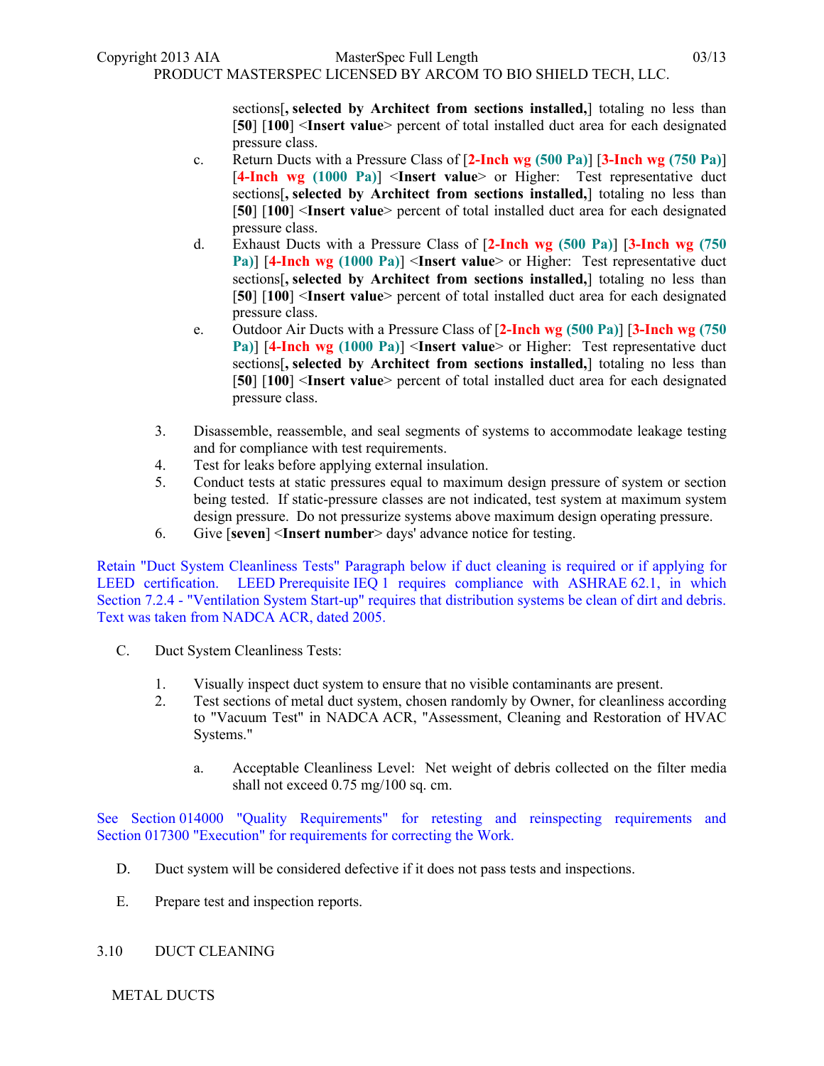sections[**, selected by Architect from sections installed,**] totaling no less than [**50**] [**100**] <**Insert value**> percent of total installed duct area for each designated pressure class.

c. Return Ducts with a Pressure Class of [**2-Inch wg (500 Pa)**] [**3-Inch wg (750 Pa)**] [**4-Inch wg (1000 Pa)**] <**Insert value**> or Higher: Test representative duct sections[**, selected by Architect from sections installed,**] totaling no less than [**50**] [**100**] <**Insert value**> percent of total installed duct area for each designated pressure class.

d. Exhaust Ducts with a Pressure Class of [**2-Inch wg (500 Pa)**] [**3-Inch wg (750 Pa)**] [**4-Inch wg (1000 Pa)**] <**Insert value**> or Higher: Test representative duct sections[**, selected by Architect from sections installed,**] totaling no less than [**50**] [**100**] <**Insert value**> percent of total installed duct area for each designated pressure class.

e. Outdoor Air Ducts with a Pressure Class of [**2-Inch wg (500 Pa)**] [**3-Inch wg (750 Pa)**] [**4-Inch wg (1000 Pa)**] <**Insert value**> or Higher: Test representative duct sections[**, selected by Architect from sections installed,**] totaling no less than [**50**] [**100**] <**Insert value**> percent of total installed duct area for each designated pressure class.

3. Disassemble, reassemble, and seal segments of systems to accommodate leakage testing and for compliance with test requirements.
4. Test for leaks before applying external insulation.
5. Conduct tests at static pressures equal to maximum design pressure of system or section being tested. If static-pressure classes are not indicated, test system at maximum system design pressure. Do not pressurize systems above maximum design operating pressure.
6. Give [**seven**] <**Insert number**> days' advance notice for testing.

Retain "Duct System Cleanliness Tests" Paragraph below if duct cleaning is required or if applying for LEED certification. LEED Prerequisite IEQ 1 requires compliance with ASHRAE 62.1, in which Section 7.2.4 - "Ventilation System Start-up" requires that distribution systems be clean of dirt and debris. Text was taken from NADCA ACR, dated 2005.

C. Duct System Cleanliness Tests:

1. Visually inspect duct system to ensure that no visible contaminants are present.
2. Test sections of metal duct system, chosen randomly by Owner, for cleanliness according to "Vacuum Test" in NADCA ACR, "Assessment, Cleaning and Restoration of HVAC Systems."

   a. Acceptable Cleanliness Level: Net weight of debris collected on the filter media shall not exceed 0.75 mg/100 sq. cm.

See Section 014000 "Quality Requirements" for retesting and reinspecting requirements and Section 017300 "Execution" for requirements for correcting the Work.

D. Duct system will be considered defective if it does not pass tests and inspections.

E. Prepare test and inspection reports.

3.10 DUCT CLEANING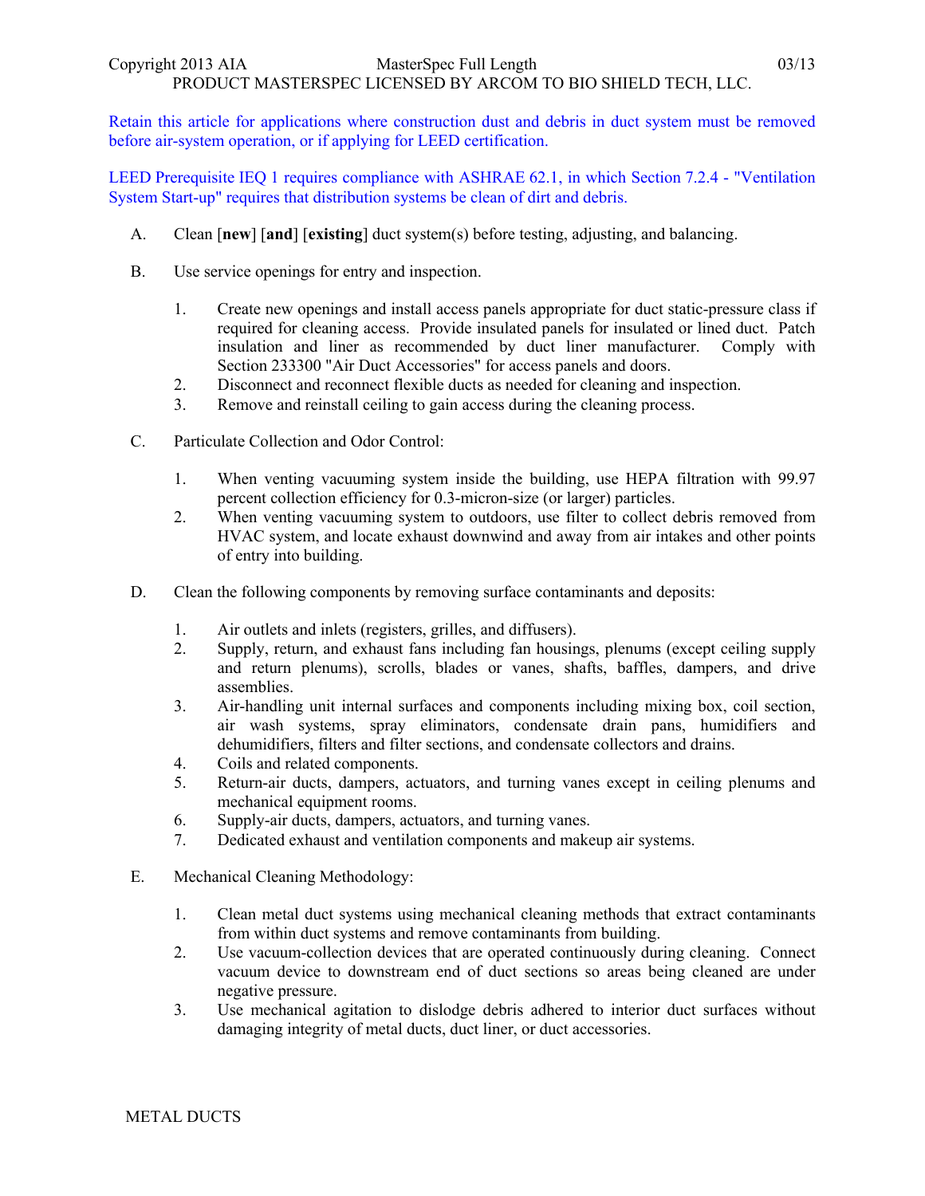Retain this article for applications where construction dust and debris in duct system must be removed before air-system operation, or if applying for LEED certification.

LEED Prerequisite IEQ 1 requires compliance with ASHRAE 62.1, in which Section 7.2.4 - "Ventilation System Start-up" requires that distribution systems be clean of dirt and debris.

A. Clean [**new**] [**and**] [**existing**] duct system(s) before testing, adjusting, and balancing.

B. Use service openings for entry and inspection.

   1. Create new openings and install access panels appropriate for duct static-pressure class if required for cleaning access. Provide insulated panels for insulated or lined duct. Patch insulation and liner as recommended by duct liner manufacturer. Comply with Section 233300 "Air Duct Accessories" for access panels and doors.
   2. Disconnect and reconnect flexible ducts as needed for cleaning and inspection.
   3. Remove and reinstall ceiling to gain access during the cleaning process.

C. Particulate Collection and Odor Control:

   1. When venting vacuuming system inside the building, use HEPA filtration with 99.97 percent collection efficiency for 0.3-micron-size (or larger) particles.
   2. When venting vacuuming system to outdoors, use filter to collect debris removed from HVAC system, and locate exhaust downwind and away from air intakes and other points of entry into building.

D. Clean the following components by removing surface contaminants and deposits:

   1. Air outlets and inlets (registers, grilles, and diffusers).
   2. Supply, return, and exhaust fans including fan housings, plenums (except ceiling supply and return plenums), scrolls, blades or vanes, shafts, baffles, dampers, and drive assemblies.
   3. Air-handling unit internal surfaces and components including mixing box, coil section, air wash systems, spray eliminators, condensate drain pans, humidifiers and dehumidifiers, filters and filter sections, and condensate collectors and drains.
   4. Coils and related components.
   5. Return-air ducts, dampers, actuators, and turning vanes except in ceiling plenums and mechanical equipment rooms.
   6. Supply-air ducts, dampers, actuators, and turning vanes.
   7. Dedicated exhaust and ventilation components and makeup air systems.

E. Mechanical Cleaning Methodology:

   1. Clean metal duct systems using mechanical cleaning methods that extract contaminants from within duct systems and remove contaminants from building.
   2. Use vacuum-collection devices that are operated continuously during cleaning. Connect vacuum device to downstream end of duct sections so areas being cleaned are under negative pressure.
   3. Use mechanical agitation to dislodge debris adhered to interior duct surfaces without damaging integrity of metal ducts, duct liner, or duct accessories.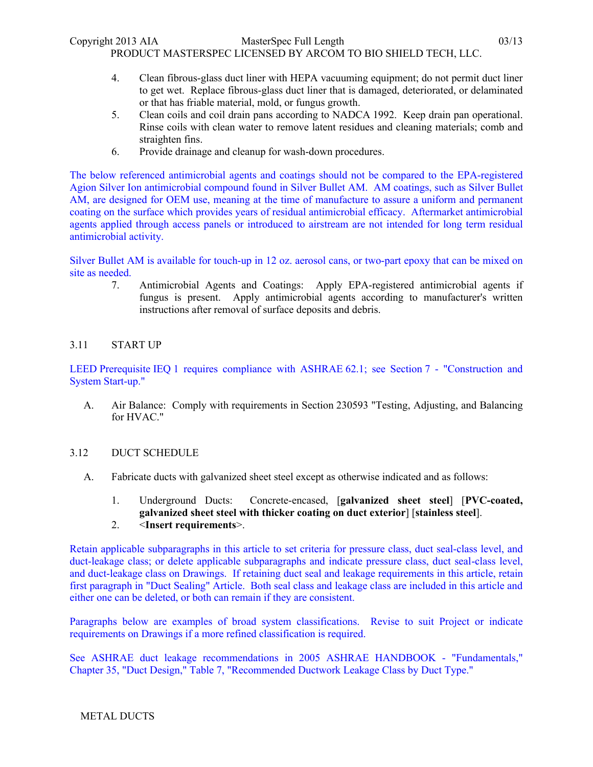4. Clean fibrous-glass duct liner with HEPA vacuuming equipment; do not permit duct liner to get wet. Replace fibrous-glass duct liner that is damaged, deteriorated, or delaminated or that has friable material, mold, or fungus growth.
5. Clean coils and coil drain pans according to NADCA 1992. Keep drain pan operational. Rinse coils with clean water to remove latent residues and cleaning materials; comb and straighten fins.
6. Provide drainage and cleanup for wash-down procedures.

The below referenced antimicrobial agents and coatings should not be compared to the EPA-registered Agion Silver Ion antimicrobial compound found in Silver Bullet AM. AM coatings, such as Silver Bullet AM, are designed for OEM use, meaning at the time of manufacture to assure a uniform and permanent coating on the surface which provides years of residual antimicrobial efficacy. Aftermarket antimicrobial agents applied through access panels or introduced to airstream are not intended for long term residual antimicrobial activity.

Silver Bullet AM is available for touch-up in 12 oz. aerosol cans, or two-part epoxy that can be mixed on site as needed.

7. Antimicrobial Agents and Coatings: Apply EPA-registered antimicrobial agents if fungus is present. Apply antimicrobial agents according to manufacturer's written instructions after removal of surface deposits and debris.

## 3.11 START UP

LEED Prerequisite IEQ 1 requires compliance with ASHRAE 62.1; see Section 7 - "Construction and System Start-up."

A. Air Balance: Comply with requirements in Section 230593 "Testing, Adjusting, and Balancing for HVAC."

## 3.12 DUCT SCHEDULE

A. Fabricate ducts with galvanized sheet steel except as otherwise indicated and as follows:

1. Underground Ducts: Concrete-encased, [**galvanized sheet steel**] [**PVC-coated, galvanized sheet steel with thicker coating on duct exterior**] [**stainless steel**].
2. <**Insert requirements**>.

Retain applicable subparagraphs in this article to set criteria for pressure class, duct seal-class level, and duct-leakage class; or delete applicable subparagraphs and indicate pressure class, duct seal-class level, and duct-leakage class on Drawings. If retaining duct seal and leakage requirements in this article, retain first paragraph in "Duct Sealing" Article. Both seal class and leakage class are included in this article and either one can be deleted, or both can remain if they are consistent.

Paragraphs below are examples of broad system classifications. Revise to suit Project or indicate requirements on Drawings if a more refined classification is required.

See ASHRAE duct leakage recommendations in 2005 ASHRAE HANDBOOK - "Fundamentals," Chapter 35, "Duct Design," Table 7, "Recommended Ductwork Leakage Class by Duct Type."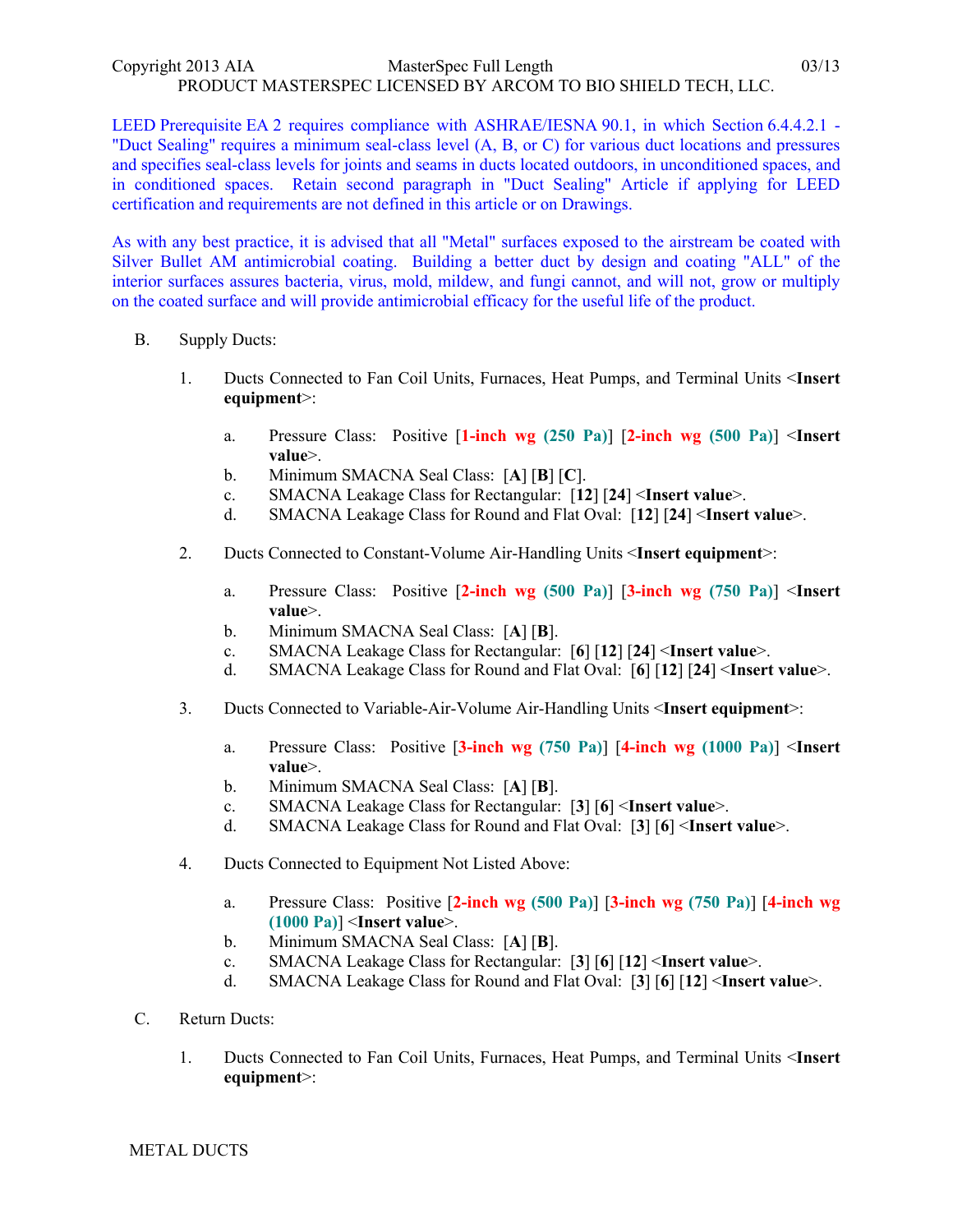LEED Prerequisite EA 2 requires compliance with ASHRAE/IESNA 90.1, in which Section 6.4.4.2.1 - "Duct Sealing" requires a minimum seal-class level (A, B, or C) for various duct locations and pressures and specifies seal-class levels for joints and seams in ducts located outdoors, in unconditioned spaces, and in conditioned spaces. Retain second paragraph in "Duct Sealing" Article if applying for LEED certification and requirements are not defined in this article or on Drawings.

As with any best practice, it is advised that all "Metal" surfaces exposed to the airstream be coated with Silver Bullet AM antimicrobial coating. Building a better duct by design and coating "ALL" of the interior surfaces assures bacteria, virus, mold, mildew, and fungi cannot, and will not, grow or multiply on the coated surface and will provide antimicrobial efficacy for the useful life of the product.

B. Supply Ducts:

1. Ducts Connected to Fan Coil Units, Furnaces, Heat Pumps, and Terminal Units <**Insert equipment**>:

   a. Pressure Class: Positive [**1-inch wg (250 Pa)**] [**2-inch wg (500 Pa)**] <**Insert value**>.
   b. Minimum SMACNA Seal Class: [**A**] [**B**] [**C**].
   c. SMACNA Leakage Class for Rectangular: [**12**] [**24**] <**Insert value**>.
   d. SMACNA Leakage Class for Round and Flat Oval: [**12**] [**24**] <**Insert value**>.

2. Ducts Connected to Constant-Volume Air-Handling Units <**Insert equipment**>:

   a. Pressure Class: Positive [**2-inch wg (500 Pa)**] [**3-inch wg (750 Pa)**] <**Insert value**>.
   b. Minimum SMACNA Seal Class: [**A**] [**B**].
   c. SMACNA Leakage Class for Rectangular: [**6**] [**12**] [**24**] <**Insert value**>.
   d. SMACNA Leakage Class for Round and Flat Oval: [**6**] [**12**] [**24**] <**Insert value**>.

3. Ducts Connected to Variable-Air-Volume Air-Handling Units <**Insert equipment**>:

   a. Pressure Class: Positive [**3-inch wg (750 Pa)**] [**4-inch wg (1000 Pa)**] <**Insert value**>.
   b. Minimum SMACNA Seal Class: [**A**] [**B**].
   c. SMACNA Leakage Class for Rectangular: [**3**] [**6**] <**Insert value**>.
   d. SMACNA Leakage Class for Round and Flat Oval: [**3**] [**6**] <**Insert value**>.

4. Ducts Connected to Equipment Not Listed Above:

   a. Pressure Class: Positive [**2-inch wg (500 Pa)**] [**3-inch wg (750 Pa)**] [**4-inch wg (1000 Pa)**] <**Insert value**>.
   b. Minimum SMACNA Seal Class: [**A**] [**B**].
   c. SMACNA Leakage Class for Rectangular: [**3**] [**6**] [**12**] <**Insert value**>.
   d. SMACNA Leakage Class for Round and Flat Oval: [**3**] [**6**] [**12**] <**Insert value**>.

C. Return Ducts:

1. Ducts Connected to Fan Coil Units, Furnaces, Heat Pumps, and Terminal Units <**Insert equipment**>: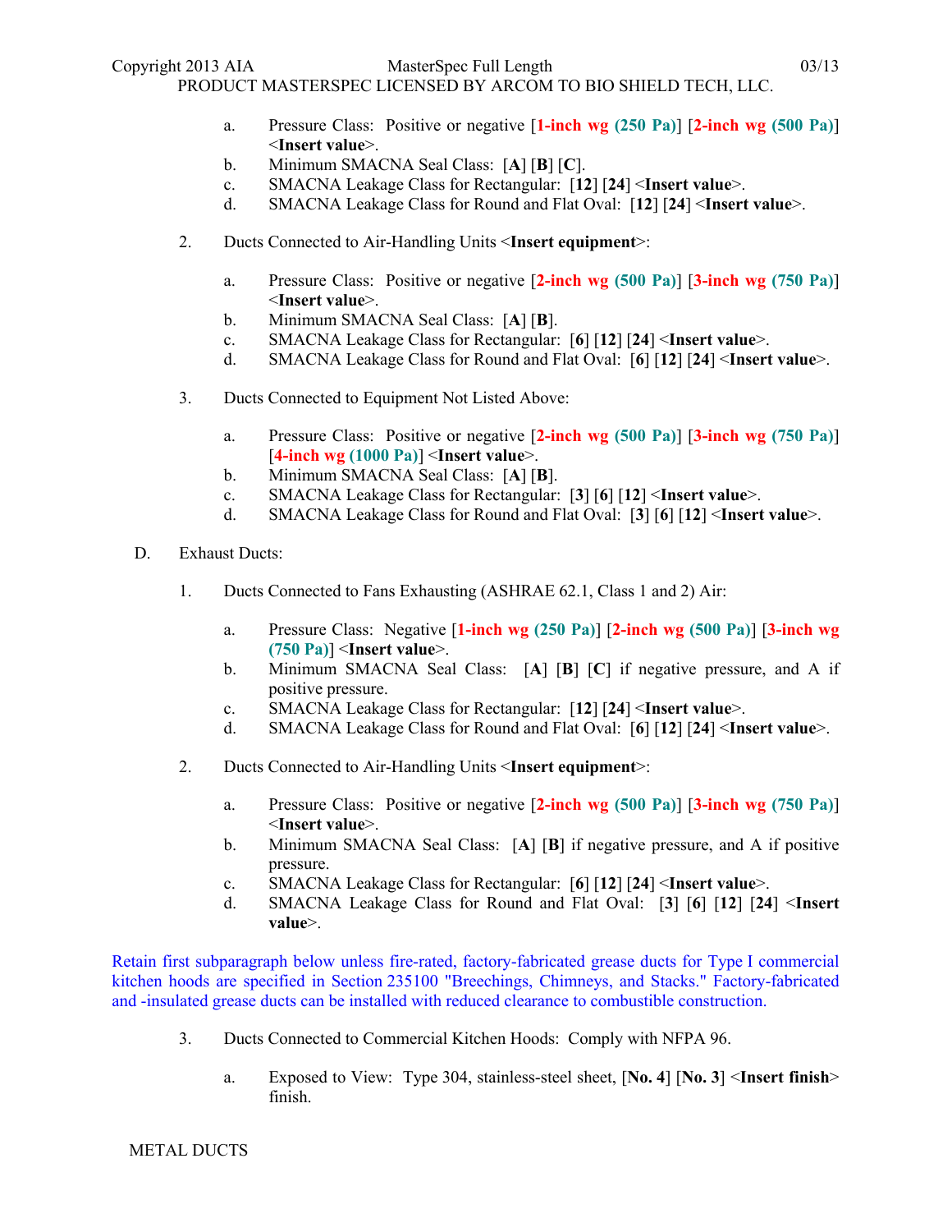a. Pressure Class: Positive or negative [1-inch wg (250 Pa)] [2-inch wg (500 Pa)] <Insert value>.
b. Minimum SMACNA Seal Class: [A] [B] [C].
c. SMACNA Leakage Class for Rectangular: [12] [24] <Insert value>.
d. SMACNA Leakage Class for Round and Flat Oval: [12] [24] <Insert value>.

2. Ducts Connected to Air-Handling Units <Insert equipment>:

a. Pressure Class: Positive or negative [2-inch wg (500 Pa)] [3-inch wg (750 Pa)] <Insert value>.
b. Minimum SMACNA Seal Class: [A] [B].
c. SMACNA Leakage Class for Rectangular: [6] [12] [24] <Insert value>.
d. SMACNA Leakage Class for Round and Flat Oval: [6] [12] [24] <Insert value>.

3. Ducts Connected to Equipment Not Listed Above:

a. Pressure Class: Positive or negative [2-inch wg (500 Pa)] [3-inch wg (750 Pa)] [4-inch wg (1000 Pa)] <Insert value>.
b. Minimum SMACNA Seal Class: [A] [B].
c. SMACNA Leakage Class for Rectangular: [3] [6] [12] <Insert value>.
d. SMACNA Leakage Class for Round and Flat Oval: [3] [6] [12] <Insert value>.

D. Exhaust Ducts:

1. Ducts Connected to Fans Exhausting (ASHRAE 62.1, Class 1 and 2) Air:

a. Pressure Class: Negative [1-inch wg (250 Pa)] [2-inch wg (500 Pa)] [3-inch wg (750 Pa)] <Insert value>.
b. Minimum SMACNA Seal Class: [A] [B] [C] if negative pressure, and A if positive pressure.
c. SMACNA Leakage Class for Rectangular: [12] [24] <Insert value>.
d. SMACNA Leakage Class for Round and Flat Oval: [6] [12] [24] <Insert value>.

2. Ducts Connected to Air-Handling Units <Insert equipment>:

a. Pressure Class: Positive or negative [2-inch wg (500 Pa)] [3-inch wg (750 Pa)] <Insert value>.
b. Minimum SMACNA Seal Class: [A] [B] if negative pressure, and A if positive pressure.
c. SMACNA Leakage Class for Rectangular: [6] [12] [24] <Insert value>.
d. SMACNA Leakage Class for Round and Flat Oval: [3] [6] [12] [24] <Insert value>.

Retain first subparagraph below unless fire-rated, factory-fabricated grease ducts for Type I commercial kitchen hoods are specified in Section 235100 "Breechings, Chimneys, and Stacks." Factory-fabricated and -insulated grease ducts can be installed with reduced clearance to combustible construction.

3. Ducts Connected to Commercial Kitchen Hoods: Comply with NFPA 96.

a. Exposed to View: Type 304, stainless-steel sheet, [No. 4] [No. 3] <Insert finish> finish.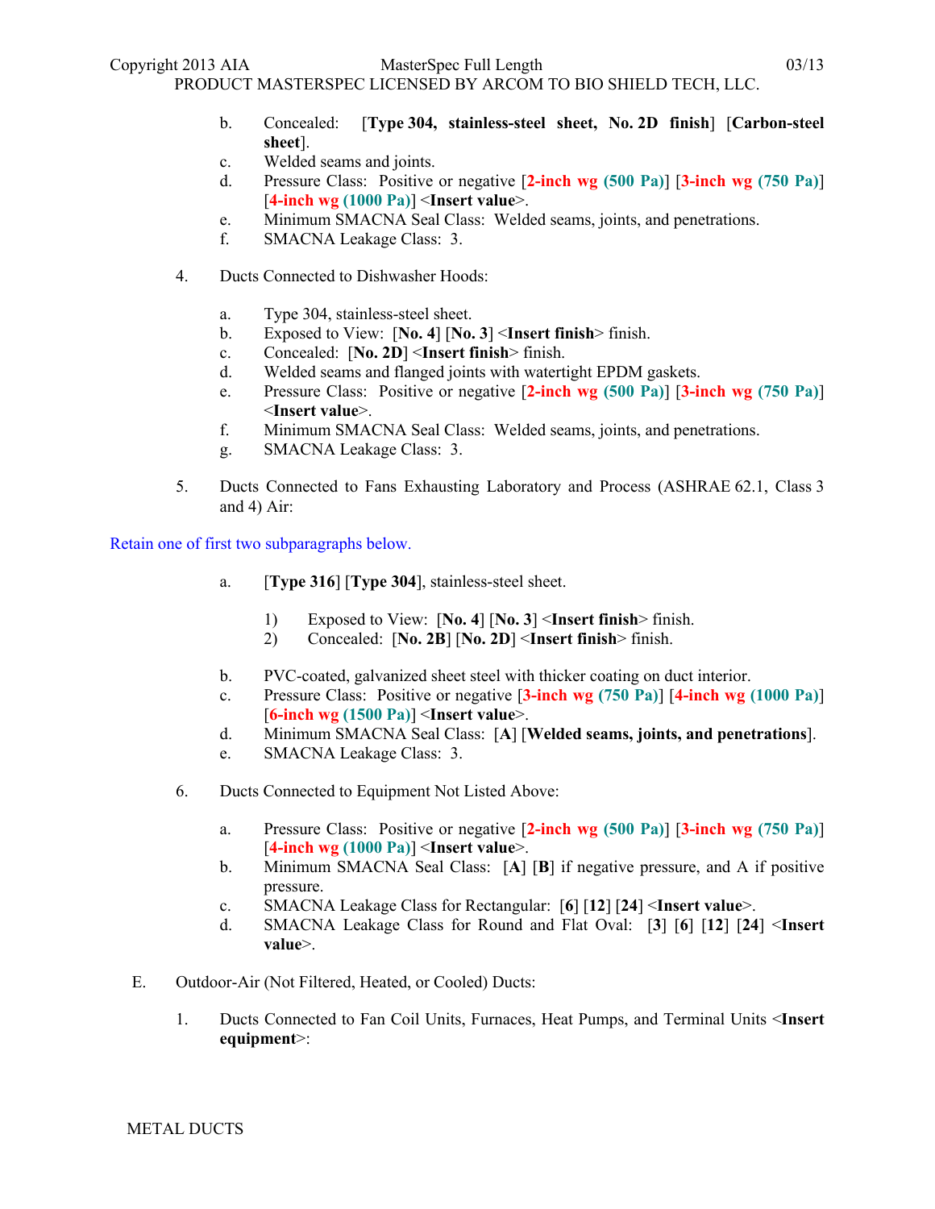b. Concealed: [**Type 304, stainless-steel sheet, No. 2D finish**] [**Carbon-steel sheet**].
c. Welded seams and joints.
d. Pressure Class: Positive or negative [**2-inch wg (500 Pa)**] [**3-inch wg (750 Pa)**] [**4-inch wg (1000 Pa)**] <**Insert value**>.
e. Minimum SMACNA Seal Class: Welded seams, joints, and penetrations.
f. SMACNA Leakage Class: 3.

4. Ducts Connected to Dishwasher Hoods:

a. Type 304, stainless-steel sheet.
b. Exposed to View: [**No. 4**] [**No. 3**] <**Insert finish**> finish.
c. Concealed: [**No. 2D**] <**Insert finish**> finish.
d. Welded seams and flanged joints with watertight EPDM gaskets.
e. Pressure Class: Positive or negative [**2-inch wg (500 Pa)**] [**3-inch wg (750 Pa)**] <**Insert value**>.
f. Minimum SMACNA Seal Class: Welded seams, joints, and penetrations.
g. SMACNA Leakage Class: 3.

5. Ducts Connected to Fans Exhausting Laboratory and Process (ASHRAE 62.1, Class 3 and 4) Air:

Retain one of first two subparagraphs below.

a. [**Type 316**] [**Type 304**], stainless-steel sheet.

1) Exposed to View: [**No. 4**] [**No. 3**] <**Insert finish**> finish.
2) Concealed: [**No. 2B**] [**No. 2D**] <**Insert finish**> finish.

b. PVC-coated, galvanized sheet steel with thicker coating on duct interior.
c. Pressure Class: Positive or negative [**3-inch wg (750 Pa)**] [**4-inch wg (1000 Pa)**] [**6-inch wg (1500 Pa)**] <**Insert value**>.
d. Minimum SMACNA Seal Class: [**A**] [**Welded seams, joints, and penetrations**].
e. SMACNA Leakage Class: 3.

6. Ducts Connected to Equipment Not Listed Above:

a. Pressure Class: Positive or negative [**2-inch wg (500 Pa)**] [**3-inch wg (750 Pa)**] [**4-inch wg (1000 Pa)**] <**Insert value**>.
b. Minimum SMACNA Seal Class: [**A**] [**B**] if negative pressure, and A if positive pressure.
c. SMACNA Leakage Class for Rectangular: [**6**] [**12**] [**24**] <**Insert value**>.
d. SMACNA Leakage Class for Round and Flat Oval: [**3**] [**6**] [**12**] [**24**] <**Insert value**>.

E. Outdoor-Air (Not Filtered, Heated, or Cooled) Ducts:

1. Ducts Connected to Fan Coil Units, Furnaces, Heat Pumps, and Terminal Units <**Insert equipment**>: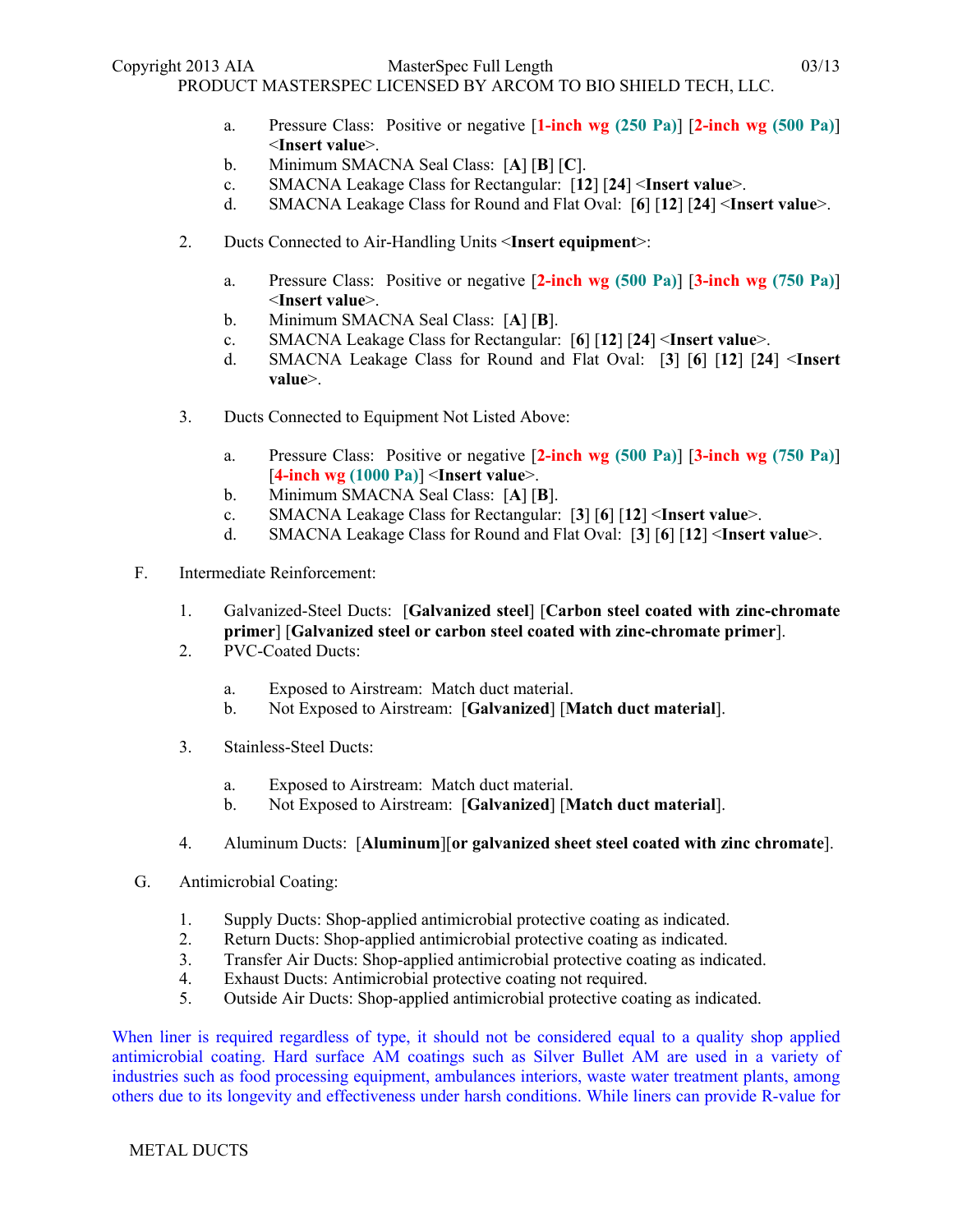a. Pressure Class: Positive or negative [**1-inch wg (250 Pa)**] [**2-inch wg (500 Pa)**] <**Insert value**>.
b. Minimum SMACNA Seal Class: [**A**] [**B**] [**C**].
c. SMACNA Leakage Class for Rectangular: [**12**] [**24**] <**Insert value**>.
d. SMACNA Leakage Class for Round and Flat Oval: [**6**] [**12**] [**24**] <**Insert value**>.

2. Ducts Connected to Air-Handling Units <**Insert equipment**>:

   a. Pressure Class: Positive or negative [**2-inch wg (500 Pa)**] [**3-inch wg (750 Pa)**] <**Insert value**>.
   b. Minimum SMACNA Seal Class: [**A**] [**B**].
   c. SMACNA Leakage Class for Rectangular: [**6**] [**12**] [**24**] <**Insert value**>.
   d. SMACNA Leakage Class for Round and Flat Oval: [**3**] [**6**] [**12**] [**24**] <**Insert value**>.

3. Ducts Connected to Equipment Not Listed Above:

   a. Pressure Class: Positive or negative [**2-inch wg (500 Pa)**] [**3-inch wg (750 Pa)**] [**4-inch wg (1000 Pa)**] <**Insert value**>.
   b. Minimum SMACNA Seal Class: [**A**] [**B**].
   c. SMACNA Leakage Class for Rectangular: [**3**] [**6**] [**12**] <**Insert value**>.
   d. SMACNA Leakage Class for Round and Flat Oval: [**3**] [**6**] [**12**] <**Insert value**>.

F. Intermediate Reinforcement:

1. Galvanized-Steel Ducts: [**Galvanized steel**] [**Carbon steel coated with zinc-chromate primer**] [**Galvanized steel or carbon steel coated with zinc-chromate primer**].
2. PVC-Coated Ducts:

   a. Exposed to Airstream: Match duct material.
   b. Not Exposed to Airstream: [**Galvanized**] [**Match duct material**].

3. Stainless-Steel Ducts:

   a. Exposed to Airstream: Match duct material.
   b. Not Exposed to Airstream: [**Galvanized**] [**Match duct material**].

4. Aluminum Ducts: [**Aluminum**][**or galvanized sheet steel coated with zinc chromate**].

G. Antimicrobial Coating:

1. Supply Ducts: Shop-applied antimicrobial protective coating as indicated.
2. Return Ducts: Shop-applied antimicrobial protective coating as indicated.
3. Transfer Air Ducts: Shop-applied antimicrobial protective coating as indicated.
4. Exhaust Ducts: Antimicrobial protective coating not required.
5. Outside Air Ducts: Shop-applied antimicrobial protective coating as indicated.

When liner is required regardless of type, it should not be considered equal to a quality shop applied antimicrobial coating. Hard surface AM coatings such as Silver Bullet AM are used in a variety of industries such as food processing equipment, ambulances interiors, waste water treatment plants, among others due to its longevity and effectiveness under harsh conditions. While liners can provide R-value for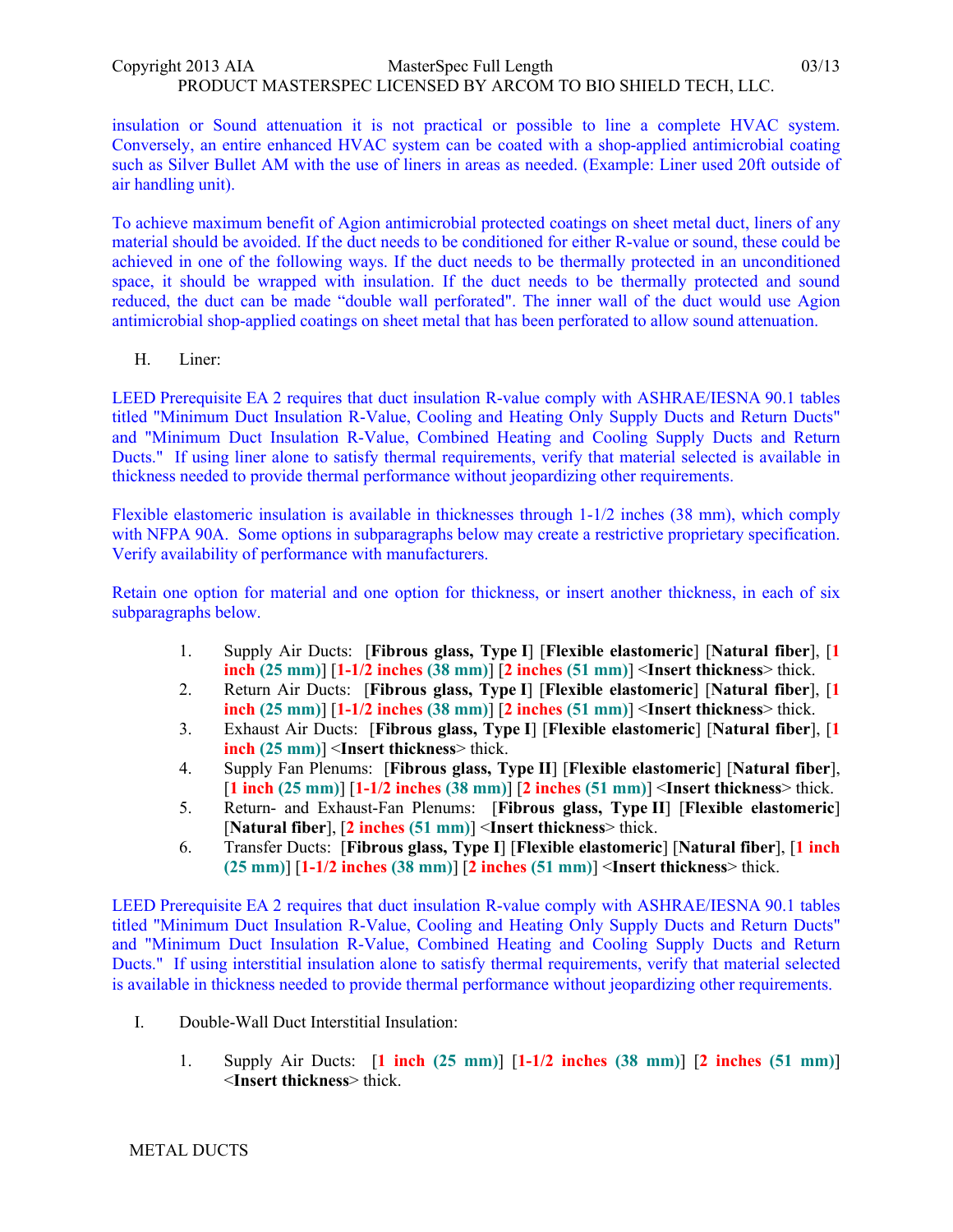insulation or Sound attenuation it is not practical or possible to line a complete HVAC system. Conversely, an entire enhanced HVAC system can be coated with a shop-applied antimicrobial coating such as Silver Bullet AM with the use of liners in areas as needed. (Example: Liner used 20ft outside of air handling unit).

To achieve maximum benefit of Agion antimicrobial protected coatings on sheet metal duct, liners of any material should be avoided. If the duct needs to be conditioned for either R-value or sound, these could be achieved in one of the following ways. If the duct needs to be thermally protected in an unconditioned space, it should be wrapped with insulation. If the duct needs to be thermally protected and sound reduced, the duct can be made "double wall perforated". The inner wall of the duct would use Agion antimicrobial shop-applied coatings on sheet metal that has been perforated to allow sound attenuation.

H. Liner:

LEED Prerequisite EA 2 requires that duct insulation R-value comply with ASHRAE/IESNA 90.1 tables titled "Minimum Duct Insulation R-Value, Cooling and Heating Only Supply Ducts and Return Ducts" and "Minimum Duct Insulation R-Value, Combined Heating and Cooling Supply Ducts and Return Ducts." If using liner alone to satisfy thermal requirements, verify that material selected is available in thickness needed to provide thermal performance without jeopardizing other requirements.

Flexible elastomeric insulation is available in thicknesses through 1-1/2 inches (38 mm), which comply with NFPA 90A. Some options in subparagraphs below may create a restrictive proprietary specification. Verify availability of performance with manufacturers.

Retain one option for material and one option for thickness, or insert another thickness, in each of six subparagraphs below.

1. Supply Air Ducts: [**Fibrous glass, Type I**] [**Flexible elastomeric**] [**Natural fiber**], [**1 inch (25 mm)**] [**1-1/2 inches (38 mm)**] [**2 inches (51 mm)**] <**Insert thickness**> thick.
2. Return Air Ducts: [**Fibrous glass, Type I**] [**Flexible elastomeric**] [**Natural fiber**], [**1 inch (25 mm)**] [**1-1/2 inches (38 mm)**] [**2 inches (51 mm)**] <**Insert thickness**> thick.
3. Exhaust Air Ducts: [**Fibrous glass, Type I**] [**Flexible elastomeric**] [**Natural fiber**], [**1 inch (25 mm)**] <**Insert thickness**> thick.
4. Supply Fan Plenums: [**Fibrous glass, Type II**] [**Flexible elastomeric**] [**Natural fiber**], [**1 inch (25 mm)**] [**1-1/2 inches (38 mm)**] [**2 inches (51 mm)**] <**Insert thickness**> thick.
5. Return- and Exhaust-Fan Plenums: [**Fibrous glass, Type II**] [**Flexible elastomeric**] [**Natural fiber**], [**2 inches (51 mm)**] <**Insert thickness**> thick.
6. Transfer Ducts: [**Fibrous glass, Type I**] [**Flexible elastomeric**] [**Natural fiber**], [**1 inch (25 mm)**] [**1-1/2 inches (38 mm)**] [**2 inches (51 mm)**] <**Insert thickness**> thick.

LEED Prerequisite EA 2 requires that duct insulation R-value comply with ASHRAE/IESNA 90.1 tables titled "Minimum Duct Insulation R-Value, Cooling and Heating Only Supply Ducts and Return Ducts" and "Minimum Duct Insulation R-Value, Combined Heating and Cooling Supply Ducts and Return Ducts." If using interstitial insulation alone to satisfy thermal requirements, verify that material selected is available in thickness needed to provide thermal performance without jeopardizing other requirements.

I. Double-Wall Duct Interstitial Insulation:

1. Supply Air Ducts: [**1 inch (25 mm)**] [**1-1/2 inches (38 mm)**] [**2 inches (51 mm)**] <**Insert thickness**> thick.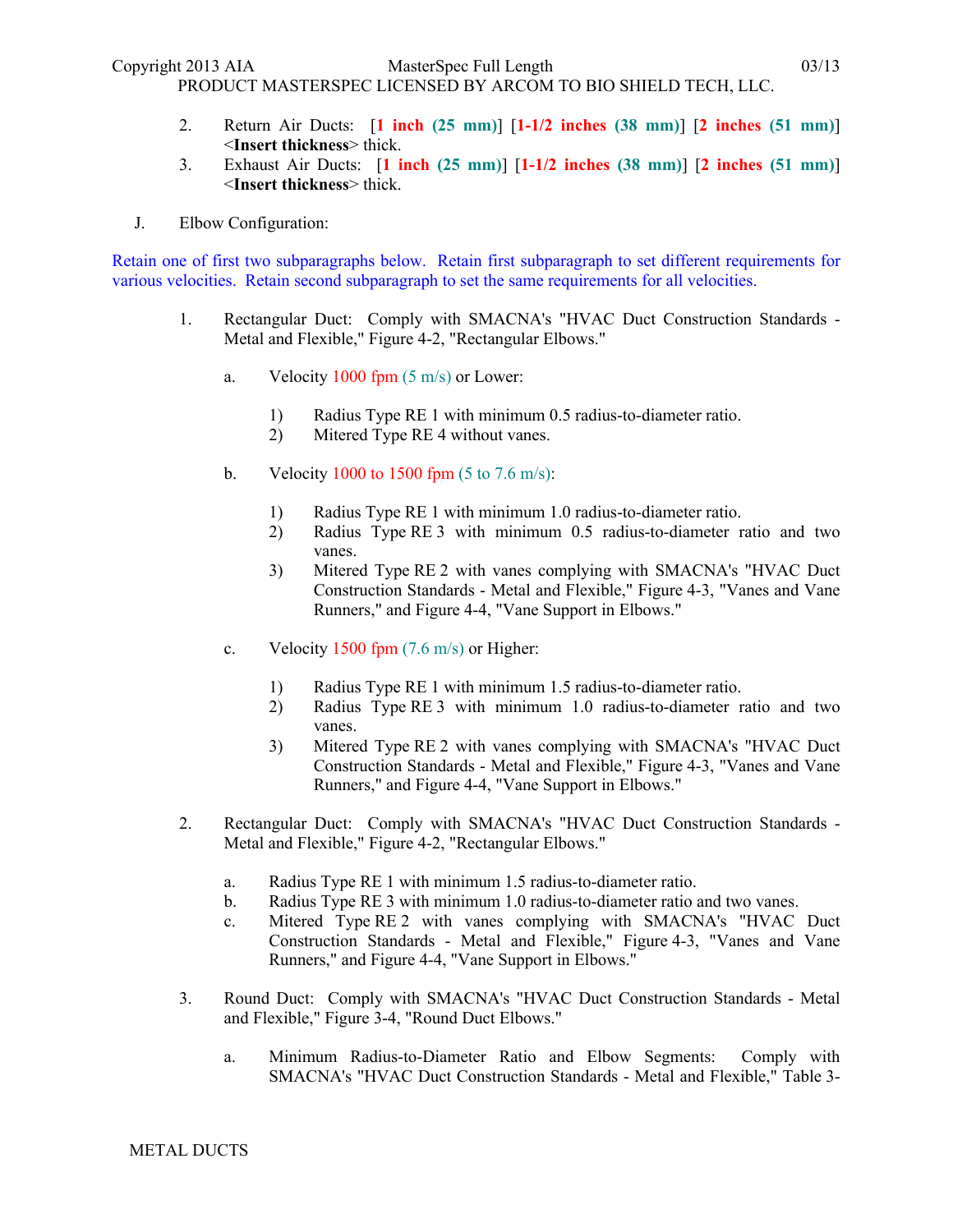2. Return Air Ducts: [**1 inch (25 mm)**] [**1-1/2 inches (38 mm)**] [**2 inches (51 mm)**] <**Insert thickness**> thick.
3. Exhaust Air Ducts: [**1 inch (25 mm)**] [**1-1/2 inches (38 mm)**] [**2 inches (51 mm)**] <**Insert thickness**> thick.

J. Elbow Configuration:

Retain one of first two subparagraphs below. Retain first subparagraph to set different requirements for various velocities. Retain second subparagraph to set the same requirements for all velocities.

1. Rectangular Duct: Comply with SMACNA's "HVAC Duct Construction Standards - Metal and Flexible," Figure 4-2, "Rectangular Elbows."
   a. Velocity 1000 fpm (5 m/s) or Lower:
      1) Radius Type RE 1 with minimum 0.5 radius-to-diameter ratio.
      2) Mitered Type RE 4 without vanes.
   b. Velocity 1000 to 1500 fpm (5 to 7.6 m/s):
      1) Radius Type RE 1 with minimum 1.0 radius-to-diameter ratio.
      2) Radius Type RE 3 with minimum 0.5 radius-to-diameter ratio and two vanes.
      3) Mitered Type RE 2 with vanes complying with SMACNA's "HVAC Duct Construction Standards - Metal and Flexible," Figure 4-3, "Vanes and Vane Runners," and Figure 4-4, "Vane Support in Elbows."
   c. Velocity 1500 fpm (7.6 m/s) or Higher:
      1) Radius Type RE 1 with minimum 1.5 radius-to-diameter ratio.
      2) Radius Type RE 3 with minimum 1.0 radius-to-diameter ratio and two vanes.
      3) Mitered Type RE 2 with vanes complying with SMACNA's "HVAC Duct Construction Standards - Metal and Flexible," Figure 4-3, "Vanes and Vane Runners," and Figure 4-4, "Vane Support in Elbows."
2. Rectangular Duct: Comply with SMACNA's "HVAC Duct Construction Standards - Metal and Flexible," Figure 4-2, "Rectangular Elbows."
   a. Radius Type RE 1 with minimum 1.5 radius-to-diameter ratio.
   b. Radius Type RE 3 with minimum 1.0 radius-to-diameter ratio and two vanes.
   c. Mitered Type RE 2 with vanes complying with SMACNA's "HVAC Duct Construction Standards - Metal and Flexible," Figure 4-3, "Vanes and Vane Runners," and Figure 4-4, "Vane Support in Elbows."
3. Round Duct: Comply with SMACNA's "HVAC Duct Construction Standards - Metal and Flexible," Figure 3-4, "Round Duct Elbows."
   a. Minimum Radius-to-Diameter Ratio and Elbow Segments: Comply with SMACNA's "HVAC Duct Construction Standards - Metal and Flexible," Table 3-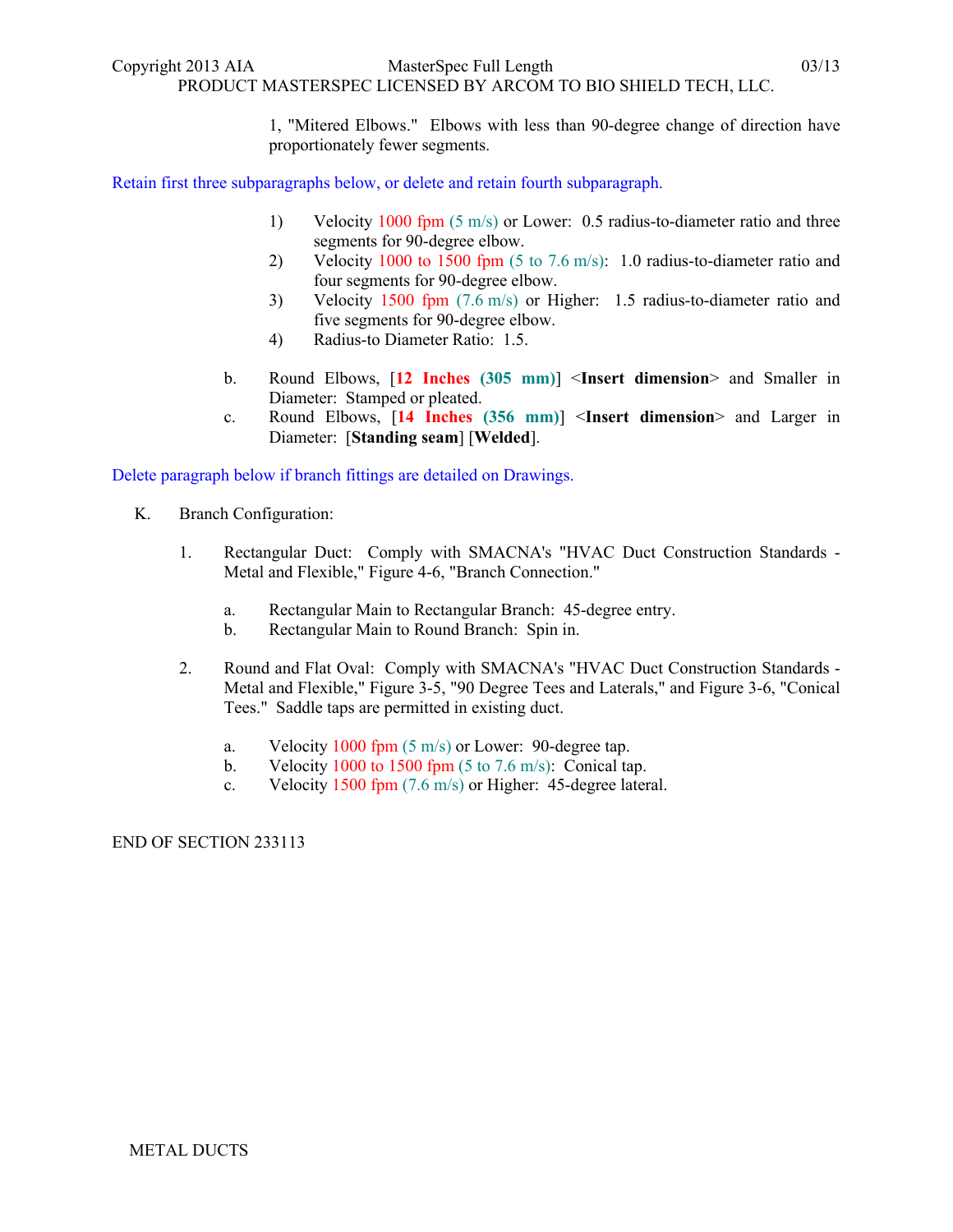1, "Mitered Elbows." Elbows with less than 90-degree change of direction have proportionately fewer segments.

Retain first three subparagraphs below, or delete and retain fourth subparagraph.

1) Velocity 1000 fpm (5 m/s) or Lower: 0.5 radius-to-diameter ratio and three segments for 90-degree elbow.
2) Velocity 1000 to 1500 fpm (5 to 7.6 m/s): 1.0 radius-to-diameter ratio and four segments for 90-degree elbow.
3) Velocity 1500 fpm (7.6 m/s) or Higher: 1.5 radius-to-diameter ratio and five segments for 90-degree elbow.
4) Radius-to Diameter Ratio: 1.5.

b. Round Elbows, [**12 Inches (305 mm)**] <**Insert dimension**> and Smaller in Diameter: Stamped or pleated.
c. Round Elbows, [**14 Inches (356 mm)**] <**Insert dimension**> and Larger in Diameter: [**Standing seam**] [**Welded**].

Delete paragraph below if branch fittings are detailed on Drawings.

K. Branch Configuration:

1. Rectangular Duct: Comply with SMACNA's "HVAC Duct Construction Standards - Metal and Flexible," Figure 4-6, "Branch Connection."

   a. Rectangular Main to Rectangular Branch: 45-degree entry.
   b. Rectangular Main to Round Branch: Spin in.

2. Round and Flat Oval: Comply with SMACNA's "HVAC Duct Construction Standards - Metal and Flexible," Figure 3-5, "90 Degree Tees and Laterals," and Figure 3-6, "Conical Tees." Saddle taps are permitted in existing duct.

   a. Velocity 1000 fpm (5 m/s) or Lower: 90-degree tap.
   b. Velocity 1000 to 1500 fpm (5 to 7.6 m/s): Conical tap.
   c. Velocity 1500 fpm (7.6 m/s) or Higher: 45-degree lateral.

END OF SECTION 233113